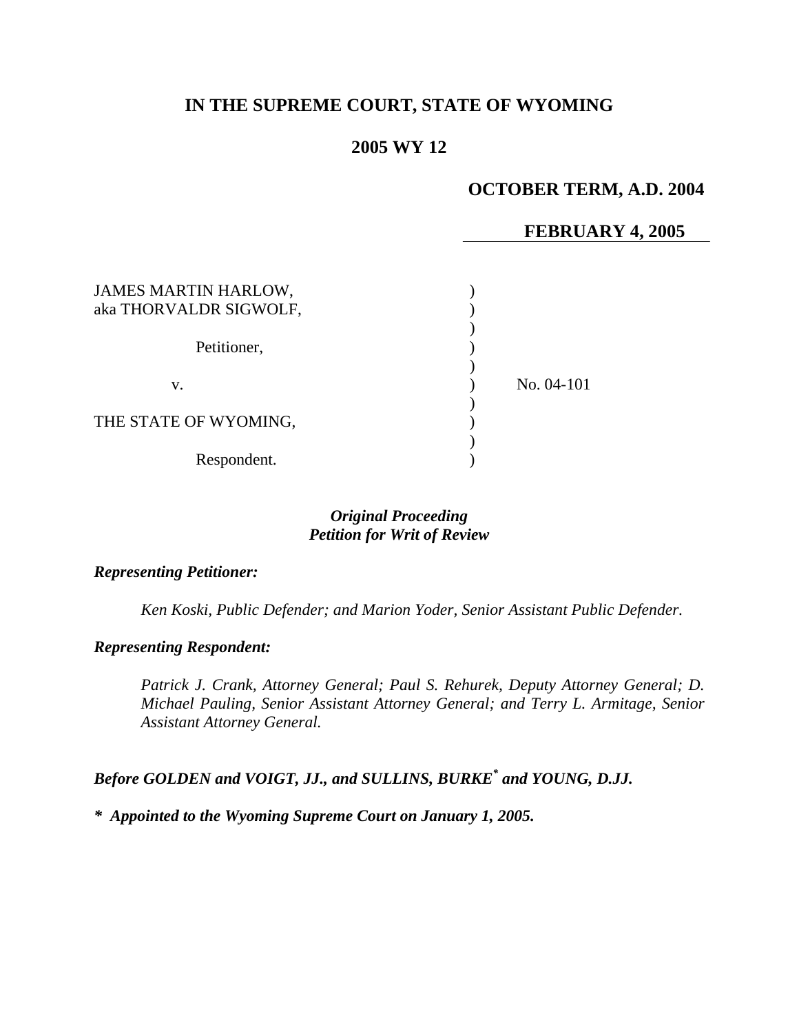# IN THE SUPREME COURT, STATE OF WYOMING

## 2005 WY 12

**OCTOBER TERM, A.D. 2004**

**FEBRUARY 4, 2005**

| | | |
|---|---|---|
| JAMES MARTIN HARLOW, aka THORVALDR SIGWOLF, | ) | |
| Petitioner, | ) | |
| v. | ) | No. 04-101 |
| THE STATE OF WYOMING, | ) | |
| Respondent. | ) | |

***Original Proceeding***
***Petition for Writ of Review***

***Representing Petitioner:***

*Ken Koski, Public Defender; and Marion Yoder, Senior Assistant Public Defender.*

***Representing Respondent:***

*Patrick J. Crank, Attorney General; Paul S. Rehurek, Deputy Attorney General; D. Michael Pauling, Senior Assistant Attorney General; and Terry L. Armitage, Senior Assistant Attorney General.*

***Before GOLDEN and VOIGT, JJ., and SULLINS, BURKE\* and YOUNG, D.JJ.***

***\* Appointed to the Wyoming Supreme Court on January 1, 2005.***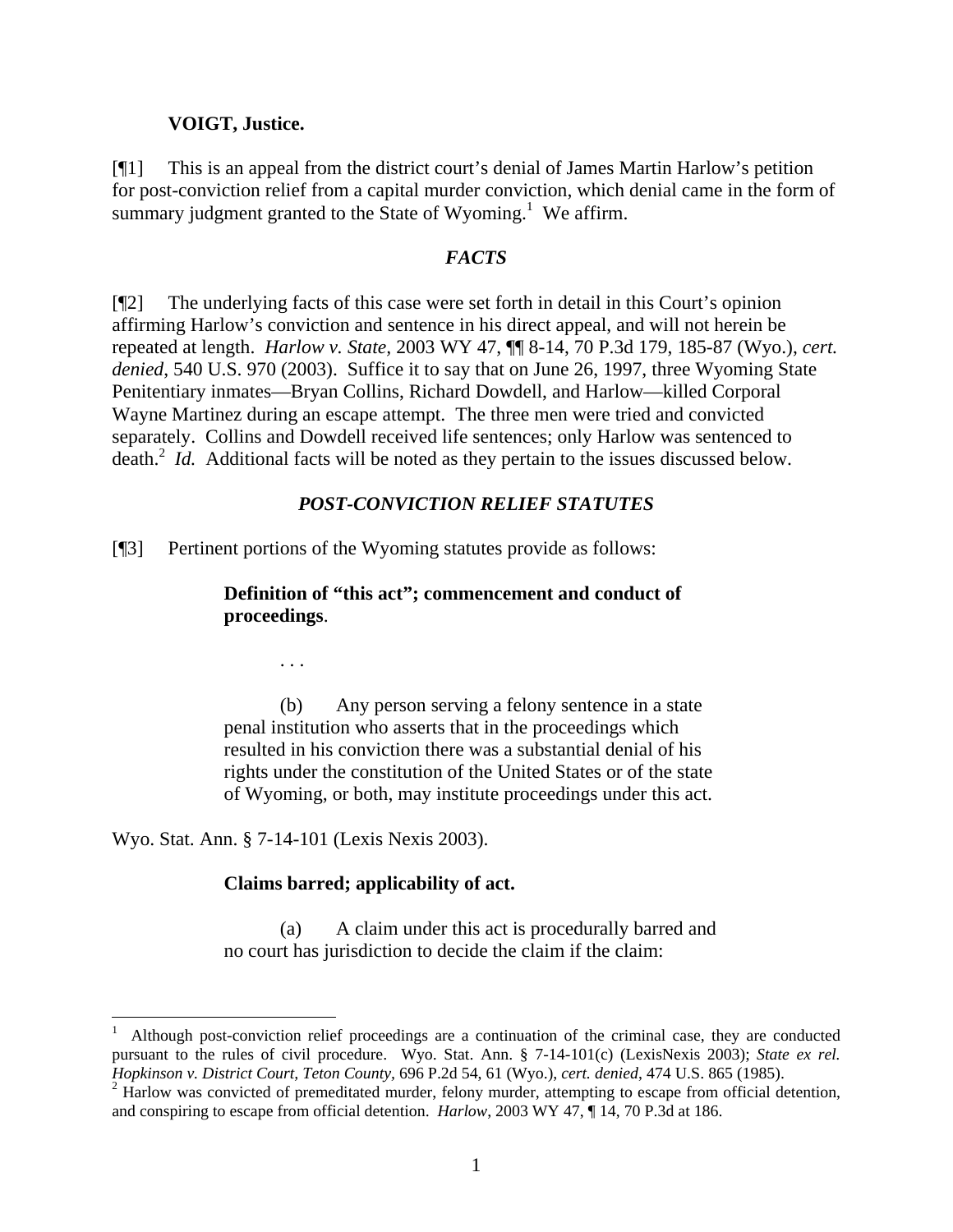**VOIGT, Justice.**

[¶1] This is an appeal from the district court's denial of James Martin Harlow's petition for post-conviction relief from a capital murder conviction, which denial came in the form of summary judgment granted to the State of Wyoming.[1] We affirm.

### *FACTS*

[¶2] The underlying facts of this case were set forth in detail in this Court's opinion affirming Harlow's conviction and sentence in his direct appeal, and will not herein be repeated at length. *Harlow v. State*, 2003 WY 47, ¶¶ 8-14, 70 P.3d 179, 185-87 (Wyo.), *cert. denied*, 540 U.S. 970 (2003). Suffice it to say that on June 26, 1997, three Wyoming State Penitentiary inmates—Bryan Collins, Richard Dowdell, and Harlow—killed Corporal Wayne Martinez during an escape attempt. The three men were tried and convicted separately. Collins and Dowdell received life sentences; only Harlow was sentenced to death.[2] *Id.* Additional facts will be noted as they pertain to the issues discussed below.

### *POST-CONVICTION RELIEF STATUTES*

[¶3] Pertinent portions of the Wyoming statutes provide as follows:

> **Definition of "this act"; commencement and conduct of proceedings**.
>
> . . .
>
> (b) Any person serving a felony sentence in a state penal institution who asserts that in the proceedings which resulted in his conviction there was a substantial denial of his rights under the constitution of the United States or of the state of Wyoming, or both, may institute proceedings under this act.

Wyo. Stat. Ann. § 7-14-101 (Lexis Nexis 2003).

> **Claims barred; applicability of act.**
>
> (a) A claim under this act is procedurally barred and no court has jurisdiction to decide the claim if the claim:

---

[1] Although post-conviction relief proceedings are a continuation of the criminal case, they are conducted pursuant to the rules of civil procedure. Wyo. Stat. Ann. § 7-14-101(c) (LexisNexis 2003); *State ex rel. Hopkinson v. District Court, Teton County*, 696 P.2d 54, 61 (Wyo.), *cert. denied*, 474 U.S. 865 (1985).

[2] Harlow was convicted of premeditated murder, felony murder, attempting to escape from official detention, and conspiring to escape from official detention. *Harlow*, 2003 WY 47, ¶ 14, 70 P.3d at 186.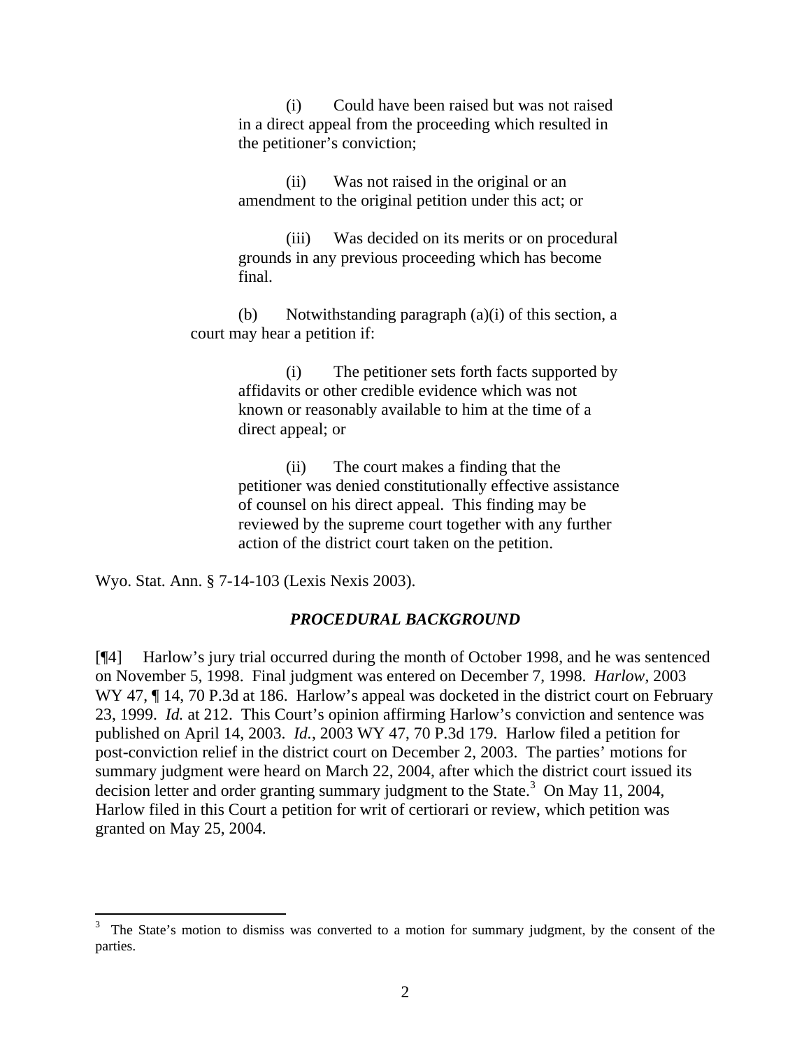> (i) Could have been raised but was not raised in a direct appeal from the proceeding which resulted in the petitioner's conviction;
>
> (ii) Was not raised in the original or an amendment to the original petition under this act; or
>
> (iii) Was decided on its merits or on procedural grounds in any previous proceeding which has become final.
>
> (b) Notwithstanding paragraph (a)(i) of this section, a court may hear a petition if:
>
> (i) The petitioner sets forth facts supported by affidavits or other credible evidence which was not known or reasonably available to him at the time of a direct appeal; or
>
> (ii) The court makes a finding that the petitioner was denied constitutionally effective assistance of counsel on his direct appeal. This finding may be reviewed by the supreme court together with any further action of the district court taken on the petition.

Wyo. Stat. Ann. § 7-14-103 (Lexis Nexis 2003).

## *PROCEDURAL BACKGROUND*

[¶4] Harlow's jury trial occurred during the month of October 1998, and he was sentenced on November 5, 1998. Final judgment was entered on December 7, 1998. *Harlow*, 2003 WY 47, ¶ 14, 70 P.3d at 186. Harlow's appeal was docketed in the district court on February 23, 1999. *Id.* at 212. This Court's opinion affirming Harlow's conviction and sentence was published on April 14, 2003. *Id.*, 2003 WY 47, 70 P.3d 179. Harlow filed a petition for post-conviction relief in the district court on December 2, 2003. The parties' motions for summary judgment were heard on March 22, 2004, after which the district court issued its decision letter and order granting summary judgment to the State.[3] On May 11, 2004, Harlow filed in this Court a petition for writ of certiorari or review, which petition was granted on May 25, 2004.

---

[3] The State's motion to dismiss was converted to a motion for summary judgment, by the consent of the parties.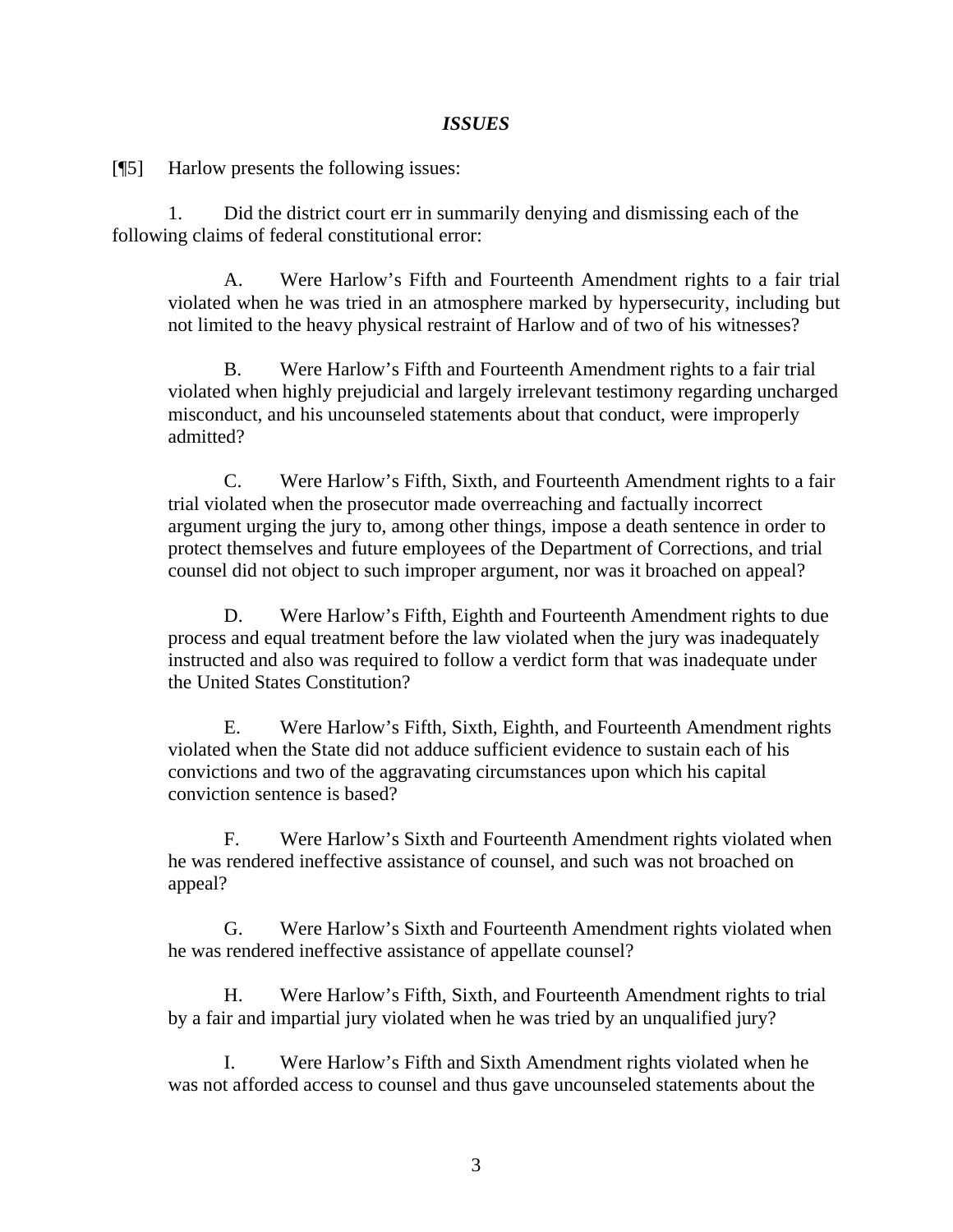## *ISSUES*

[¶5] Harlow presents the following issues:

1. Did the district court err in summarily denying and dismissing each of the following claims of federal constitutional error:

> A. Were Harlow's Fifth and Fourteenth Amendment rights to a fair trial violated when he was tried in an atmosphere marked by hypersecurity, including but not limited to the heavy physical restraint of Harlow and of two of his witnesses?
>
> B. Were Harlow's Fifth and Fourteenth Amendment rights to a fair trial violated when highly prejudicial and largely irrelevant testimony regarding uncharged misconduct, and his uncounseled statements about that conduct, were improperly admitted?
>
> C. Were Harlow's Fifth, Sixth, and Fourteenth Amendment rights to a fair trial violated when the prosecutor made overreaching and factually incorrect argument urging the jury to, among other things, impose a death sentence in order to protect themselves and future employees of the Department of Corrections, and trial counsel did not object to such improper argument, nor was it broached on appeal?
>
> D. Were Harlow's Fifth, Eighth and Fourteenth Amendment rights to due process and equal treatment before the law violated when the jury was inadequately instructed and also was required to follow a verdict form that was inadequate under the United States Constitution?
>
> E. Were Harlow's Fifth, Sixth, Eighth, and Fourteenth Amendment rights violated when the State did not adduce sufficient evidence to sustain each of his convictions and two of the aggravating circumstances upon which his capital conviction sentence is based?
>
> F. Were Harlow's Sixth and Fourteenth Amendment rights violated when he was rendered ineffective assistance of counsel, and such was not broached on appeal?
>
> G. Were Harlow's Sixth and Fourteenth Amendment rights violated when he was rendered ineffective assistance of appellate counsel?
>
> H. Were Harlow's Fifth, Sixth, and Fourteenth Amendment rights to trial by a fair and impartial jury violated when he was tried by an unqualified jury?
>
> I. Were Harlow's Fifth and Sixth Amendment rights violated when he was not afforded access to counsel and thus gave uncounseled statements about the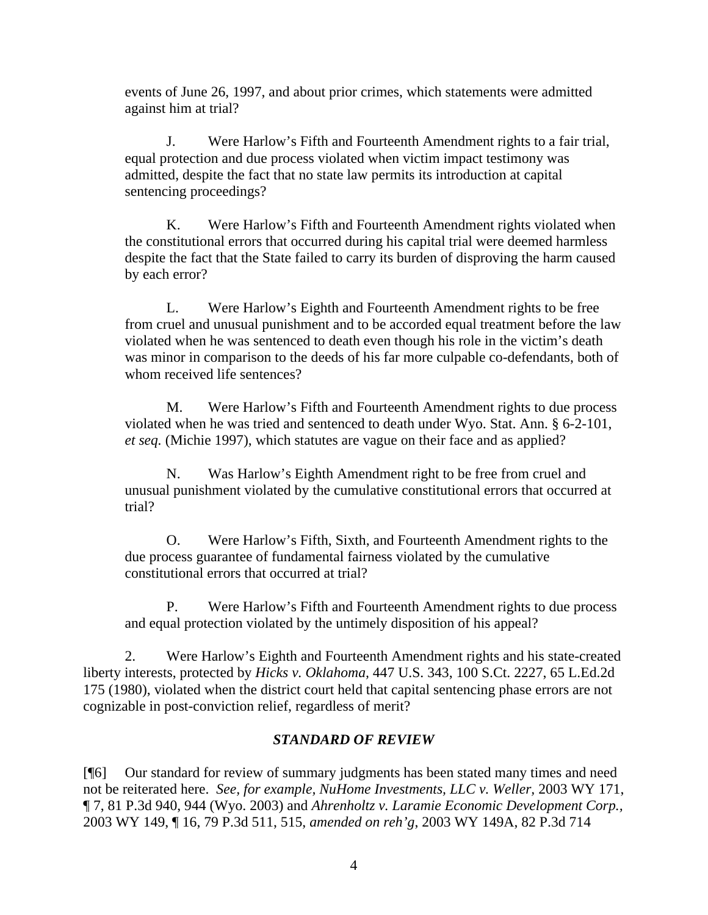events of June 26, 1997, and about prior crimes, which statements were admitted against him at trial?

J. Were Harlow's Fifth and Fourteenth Amendment rights to a fair trial, equal protection and due process violated when victim impact testimony was admitted, despite the fact that no state law permits its introduction at capital sentencing proceedings?

K. Were Harlow's Fifth and Fourteenth Amendment rights violated when the constitutional errors that occurred during his capital trial were deemed harmless despite the fact that the State failed to carry its burden of disproving the harm caused by each error?

L. Were Harlow's Eighth and Fourteenth Amendment rights to be free from cruel and unusual punishment and to be accorded equal treatment before the law violated when he was sentenced to death even though his role in the victim's death was minor in comparison to the deeds of his far more culpable co-defendants, both of whom received life sentences?

M. Were Harlow's Fifth and Fourteenth Amendment rights to due process violated when he was tried and sentenced to death under Wyo. Stat. Ann. § 6-2-101, *et seq.* (Michie 1997), which statutes are vague on their face and as applied?

N. Was Harlow's Eighth Amendment right to be free from cruel and unusual punishment violated by the cumulative constitutional errors that occurred at trial?

O. Were Harlow's Fifth, Sixth, and Fourteenth Amendment rights to the due process guarantee of fundamental fairness violated by the cumulative constitutional errors that occurred at trial?

P. Were Harlow's Fifth and Fourteenth Amendment rights to due process and equal protection violated by the untimely disposition of his appeal?

2. Were Harlow's Eighth and Fourteenth Amendment rights and his state-created liberty interests, protected by *Hicks v. Oklahoma*, 447 U.S. 343, 100 S.Ct. 2227, 65 L.Ed.2d 175 (1980), violated when the district court held that capital sentencing phase errors are not cognizable in post-conviction relief, regardless of merit?

## *STANDARD OF REVIEW*

[¶6] Our standard for review of summary judgments has been stated many times and need not be reiterated here. *See, for example, NuHome Investments, LLC v. Weller*, 2003 WY 171, ¶ 7, 81 P.3d 940, 944 (Wyo. 2003) and *Ahrenholtz v. Laramie Economic Development Corp.*, 2003 WY 149, ¶ 16, 79 P.3d 511, 515, *amended on reh'g*, 2003 WY 149A, 82 P.3d 714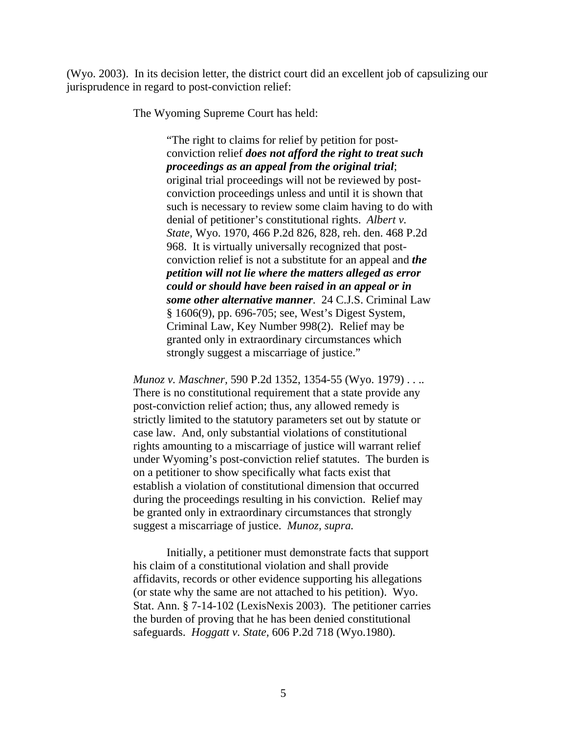(Wyo. 2003). In its decision letter, the district court did an excellent job of capsulizing our jurisprudence in regard to post-conviction relief:

> The Wyoming Supreme Court has held:
>
> > "The right to claims for relief by petition for post-conviction relief ***does not afford the right to treat such proceedings as an appeal from the original trial***; original trial proceedings will not be reviewed by post-conviction proceedings unless and until it is shown that such is necessary to review some claim having to do with denial of petitioner's constitutional rights. *Albert v. State*, Wyo. 1970, 466 P.2d 826, 828, reh. den. 468 P.2d 968. It is virtually universally recognized that post-conviction relief is not a substitute for an appeal and ***the petition will not lie where the matters alleged as error could or should have been raised in an appeal or in some other alternative manner***. 24 C.J.S. Criminal Law § 1606(9), pp. 696-705; see, West's Digest System, Criminal Law, Key Number 998(2). Relief may be granted only in extraordinary circumstances which strongly suggest a miscarriage of justice."
>
> *Munoz v. Maschner*, 590 P.2d 1352, 1354-55 (Wyo. 1979) . . .. There is no constitutional requirement that a state provide any post-conviction relief action; thus, any allowed remedy is strictly limited to the statutory parameters set out by statute or case law. And, only substantial violations of constitutional rights amounting to a miscarriage of justice will warrant relief under Wyoming's post-conviction relief statutes. The burden is on a petitioner to show specifically what facts exist that establish a violation of constitutional dimension that occurred during the proceedings resulting in his conviction. Relief may be granted only in extraordinary circumstances that strongly suggest a miscarriage of justice. *Munoz, supra.*
>
> Initially, a petitioner must demonstrate facts that support his claim of a constitutional violation and shall provide affidavits, records or other evidence supporting his allegations (or state why the same are not attached to his petition). Wyo. Stat. Ann. § 7-14-102 (LexisNexis 2003). The petitioner carries the burden of proving that he has been denied constitutional safeguards. *Hoggatt v. State*, 606 P.2d 718 (Wyo.1980).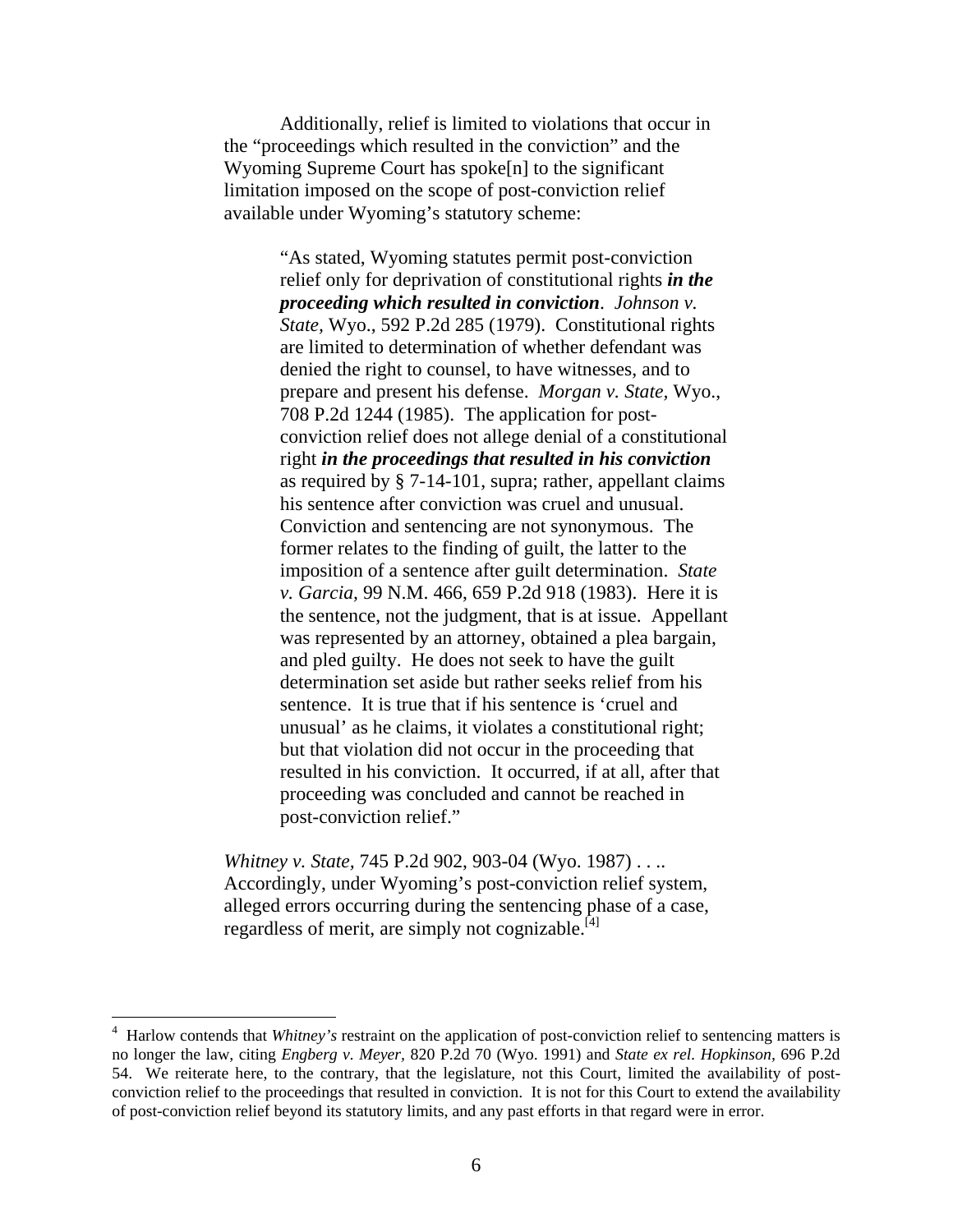Additionally, relief is limited to violations that occur in the "proceedings which resulted in the conviction" and the Wyoming Supreme Court has spoke[n] to the significant limitation imposed on the scope of post-conviction relief available under Wyoming's statutory scheme:

> "As stated, Wyoming statutes permit post-conviction relief only for deprivation of constitutional rights ***in the proceeding which resulted in conviction***. *Johnson v. State,* Wyo., 592 P.2d 285 (1979). Constitutional rights are limited to determination of whether defendant was denied the right to counsel, to have witnesses, and to prepare and present his defense. *Morgan v. State,* Wyo., 708 P.2d 1244 (1985). The application for post-conviction relief does not allege denial of a constitutional right ***in the proceedings that resulted in his conviction*** as required by § 7-14-101, supra; rather, appellant claims his sentence after conviction was cruel and unusual. Conviction and sentencing are not synonymous. The former relates to the finding of guilt, the latter to the imposition of a sentence after guilt determination. *State v. Garcia,* 99 N.M. 466, 659 P.2d 918 (1983). Here it is the sentence, not the judgment, that is at issue. Appellant was represented by an attorney, obtained a plea bargain, and pled guilty. He does not seek to have the guilt determination set aside but rather seeks relief from his sentence. It is true that if his sentence is 'cruel and unusual' as he claims, it violates a constitutional right; but that violation did not occur in the proceeding that resulted in his conviction. It occurred, if at all, after that proceeding was concluded and cannot be reached in post-conviction relief."

*Whitney v. State,* 745 P.2d 902, 903-04 (Wyo. 1987) . . .. Accordingly, under Wyoming's post-conviction relief system, alleged errors occurring during the sentencing phase of a case, regardless of merit, are simply not cognizable.[4]

---

[4] Harlow contends that *Whitney's* restraint on the application of post-conviction relief to sentencing matters is no longer the law, citing *Engberg v. Meyer,* 820 P.2d 70 (Wyo. 1991) and *State ex rel. Hopkinson,* 696 P.2d 54. We reiterate here, to the contrary, that the legislature, not this Court, limited the availability of post-conviction relief to the proceedings that resulted in conviction. It is not for this Court to extend the availability of post-conviction relief beyond its statutory limits, and any past efforts in that regard were in error.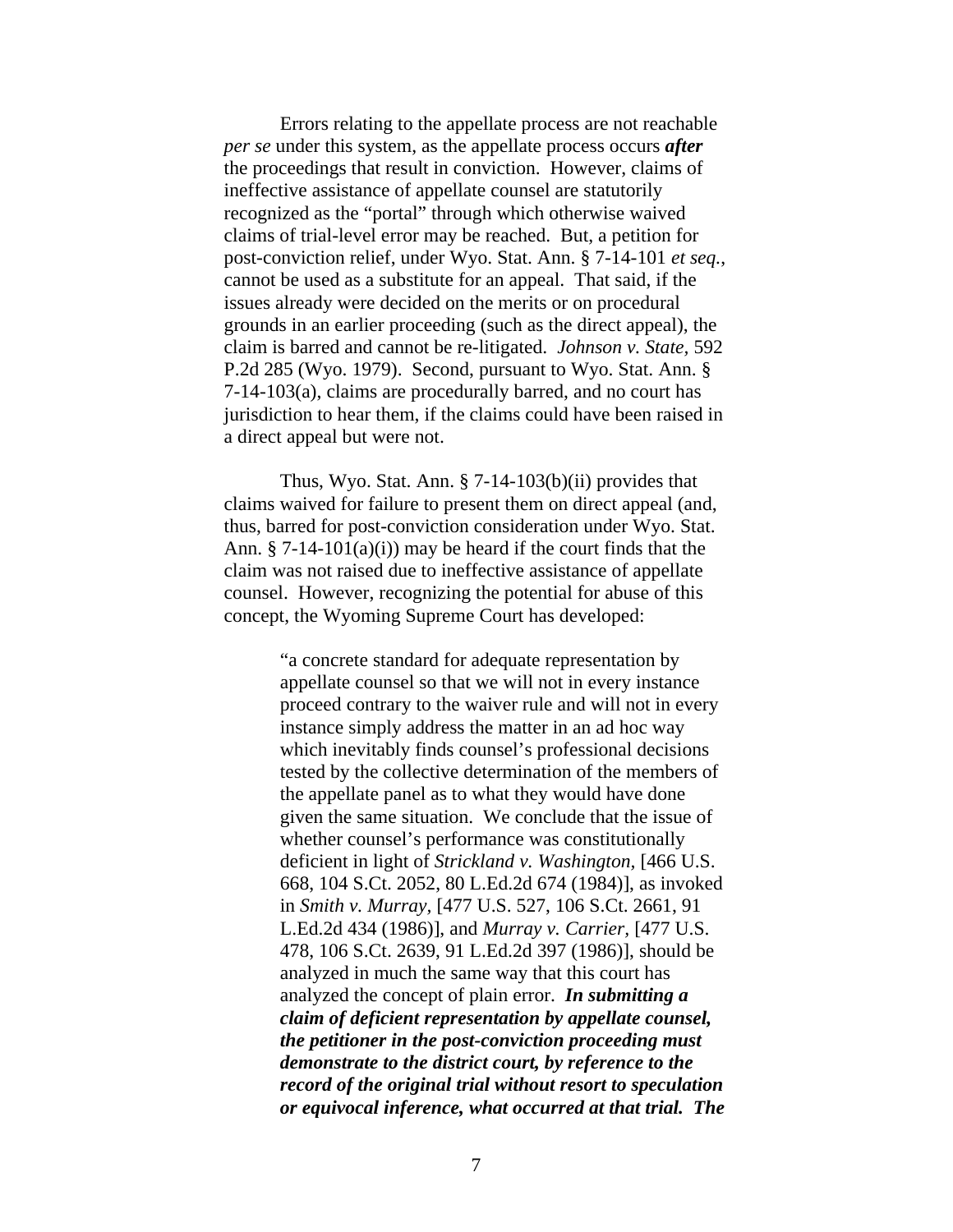Errors relating to the appellate process are not reachable *per se* under this system, as the appellate process occurs ***after*** the proceedings that result in conviction. However, claims of ineffective assistance of appellate counsel are statutorily recognized as the "portal" through which otherwise waived claims of trial-level error may be reached. But, a petition for post-conviction relief, under Wyo. Stat. Ann. § 7-14-101 *et seq.*, cannot be used as a substitute for an appeal. That said, if the issues already were decided on the merits or on procedural grounds in an earlier proceeding (such as the direct appeal), the claim is barred and cannot be re-litigated. *Johnson v. State,* 592 P.2d 285 (Wyo. 1979). Second, pursuant to Wyo. Stat. Ann. § 7-14-103(a), claims are procedurally barred, and no court has jurisdiction to hear them, if the claims could have been raised in a direct appeal but were not.

Thus, Wyo. Stat. Ann. § 7-14-103(b)(ii) provides that claims waived for failure to present them on direct appeal (and, thus, barred for post-conviction consideration under Wyo. Stat. Ann. § 7-14-101(a)(i)) may be heard if the court finds that the claim was not raised due to ineffective assistance of appellate counsel. However, recognizing the potential for abuse of this concept, the Wyoming Supreme Court has developed:

> "a concrete standard for adequate representation by appellate counsel so that we will not in every instance proceed contrary to the waiver rule and will not in every instance simply address the matter in an ad hoc way which inevitably finds counsel's professional decisions tested by the collective determination of the members of the appellate panel as to what they would have done given the same situation. We conclude that the issue of whether counsel's performance was constitutionally deficient in light of *Strickland v. Washington,* [466 U.S. 668, 104 S.Ct. 2052, 80 L.Ed.2d 674 (1984)], as invoked in *Smith v. Murray,* [477 U.S. 527, 106 S.Ct. 2661, 91 L.Ed.2d 434 (1986)], and *Murray v. Carrier,* [477 U.S. 478, 106 S.Ct. 2639, 91 L.Ed.2d 397 (1986)], should be analyzed in much the same way that this court has analyzed the concept of plain error. ***In submitting a claim of deficient representation by appellate counsel, the petitioner in the post-conviction proceeding must demonstrate to the district court, by reference to the record of the original trial without resort to speculation or equivocal inference, what occurred at that trial. The***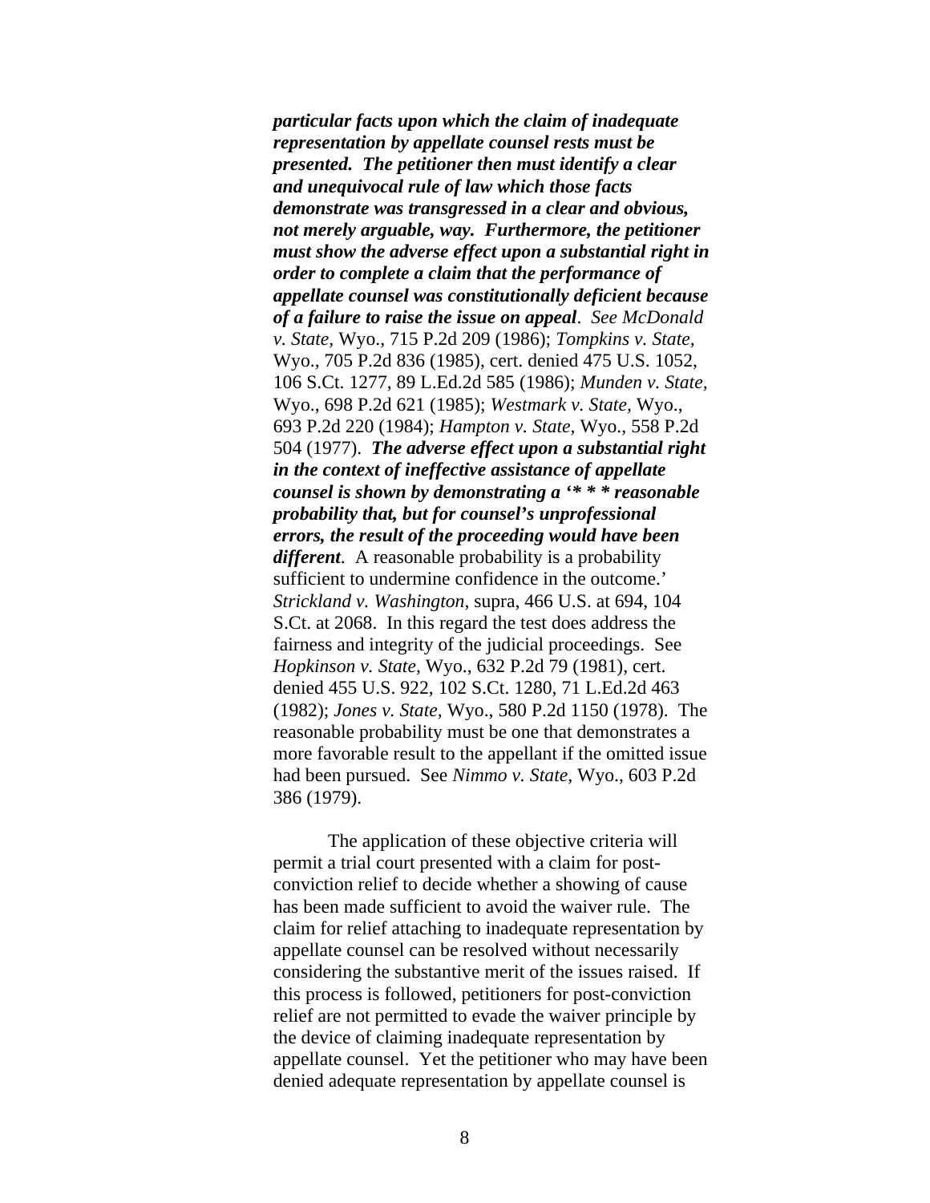***particular facts upon which the claim of inadequate representation by appellate counsel rests must be presented. The petitioner then must identify a clear and unequivocal rule of law which those facts demonstrate was transgressed in a clear and obvious, not merely arguable, way. Furthermore, the petitioner must show the adverse effect upon a substantial right in order to complete a claim that the performance of appellate counsel was constitutionally deficient because of a failure to raise the issue on appeal***. *See McDonald v. State,* Wyo., 715 P.2d 209 (1986); *Tompkins v. State,* Wyo., 705 P.2d 836 (1985), cert. denied 475 U.S. 1052, 106 S.Ct. 1277, 89 L.Ed.2d 585 (1986); *Munden v. State,* Wyo., 698 P.2d 621 (1985); *Westmark v. State,* Wyo., 693 P.2d 220 (1984); *Hampton v. State,* Wyo., 558 P.2d 504 (1977). ***The adverse effect upon a substantial right in the context of ineffective assistance of appellate counsel is shown by demonstrating a '* * * reasonable probability that, but for counsel's unprofessional errors, the result of the proceeding would have been different***. A reasonable probability is a probability sufficient to undermine confidence in the outcome.' *Strickland v. Washington,* supra, 466 U.S. at 694, 104 S.Ct. at 2068. In this regard the test does address the fairness and integrity of the judicial proceedings. See *Hopkinson v. State*, Wyo., 632 P.2d 79 (1981), cert. denied 455 U.S. 922, 102 S.Ct. 1280, 71 L.Ed.2d 463 (1982); *Jones v. State,* Wyo., 580 P.2d 1150 (1978). The reasonable probability must be one that demonstrates a more favorable result to the appellant if the omitted issue had been pursued. See *Nimmo v. State,* Wyo., 603 P.2d 386 (1979).

The application of these objective criteria will permit a trial court presented with a claim for post-conviction relief to decide whether a showing of cause has been made sufficient to avoid the waiver rule. The claim for relief attaching to inadequate representation by appellate counsel can be resolved without necessarily considering the substantive merit of the issues raised. If this process is followed, petitioners for post-conviction relief are not permitted to evade the waiver principle by the device of claiming inadequate representation by appellate counsel. Yet the petitioner who may have been denied adequate representation by appellate counsel is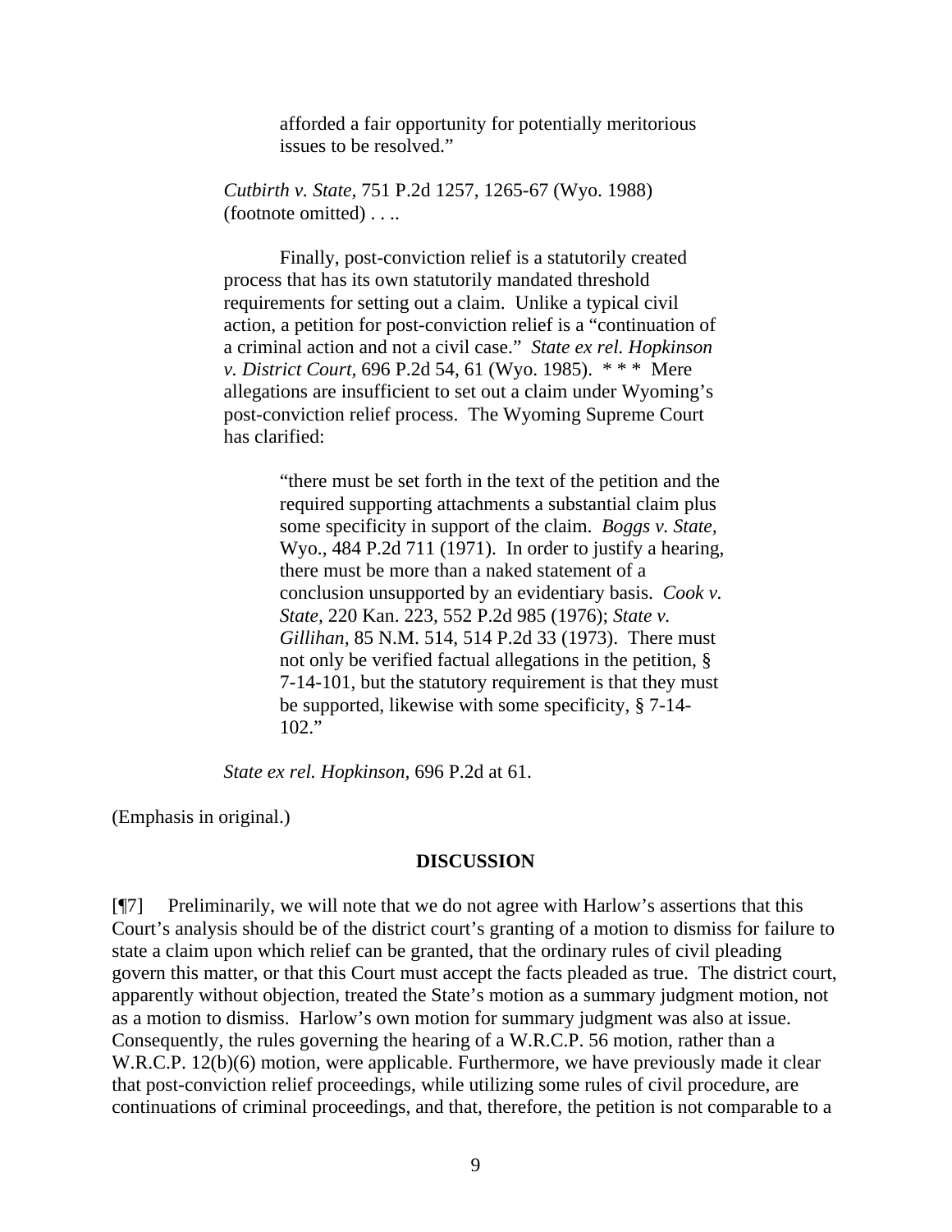> > afforded a fair opportunity for potentially meritorious issues to be resolved."
>
> *Cutbirth v. State*, 751 P.2d 1257, 1265-67 (Wyo. 1988) (footnote omitted) . . ..
>
> Finally, post-conviction relief is a statutorily created process that has its own statutorily mandated threshold requirements for setting out a claim. Unlike a typical civil action, a petition for post-conviction relief is a "continuation of a criminal action and not a civil case." *State ex rel. Hopkinson v. District Court,* 696 P.2d 54, 61 (Wyo. 1985). * * * Mere allegations are insufficient to set out a claim under Wyoming's post-conviction relief process. The Wyoming Supreme Court has clarified:
>
> > "there must be set forth in the text of the petition and the required supporting attachments a substantial claim plus some specificity in support of the claim. *Boggs v. State,* Wyo., 484 P.2d 711 (1971). In order to justify a hearing, there must be more than a naked statement of a conclusion unsupported by an evidentiary basis. *Cook v. State,* 220 Kan. 223, 552 P.2d 985 (1976); *State v. Gillihan,* 85 N.M. 514, 514 P.2d 33 (1973). There must not only be verified factual allegations in the petition, § 7-14-101, but the statutory requirement is that they must be supported, likewise with some specificity, § 7-14-102."
>
> *State ex rel. Hopkinson,* 696 P.2d at 61.

(Emphasis in original.)

## DISCUSSION

[¶7] Preliminarily, we will note that we do not agree with Harlow's assertions that this Court's analysis should be of the district court's granting of a motion to dismiss for failure to state a claim upon which relief can be granted, that the ordinary rules of civil pleading govern this matter, or that this Court must accept the facts pleaded as true. The district court, apparently without objection, treated the State's motion as a summary judgment motion, not as a motion to dismiss. Harlow's own motion for summary judgment was also at issue. Consequently, the rules governing the hearing of a W.R.C.P. 56 motion, rather than a W.R.C.P. 12(b)(6) motion, were applicable. Furthermore, we have previously made it clear that post-conviction relief proceedings, while utilizing some rules of civil procedure, are continuations of criminal proceedings, and that, therefore, the petition is not comparable to a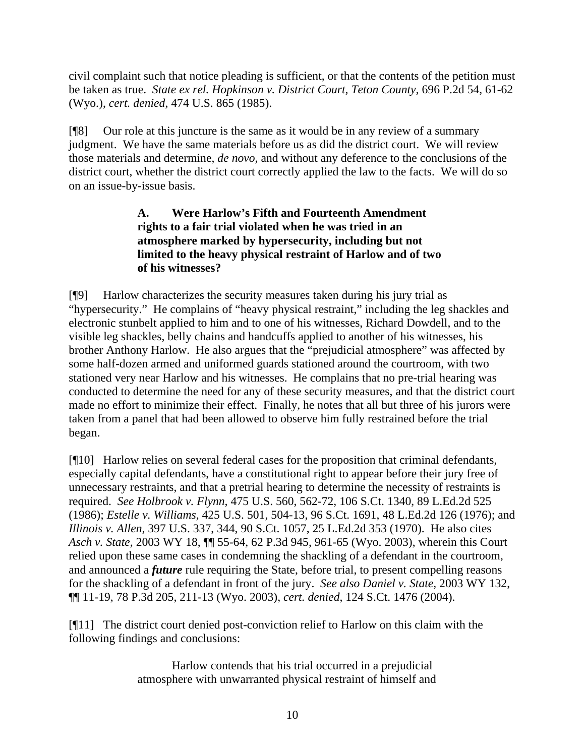civil complaint such that notice pleading is sufficient, or that the contents of the petition must be taken as true. *State ex rel. Hopkinson v. District Court, Teton County*, 696 P.2d 54, 61-62 (Wyo.), *cert. denied*, 474 U.S. 865 (1985).

[¶8] Our role at this juncture is the same as it would be in any review of a summary judgment. We have the same materials before us as did the district court. We will review those materials and determine, *de novo*, and without any deference to the conclusions of the district court, whether the district court correctly applied the law to the facts. We will do so on an issue-by-issue basis.

> **A. Were Harlow's Fifth and Fourteenth Amendment rights to a fair trial violated when he was tried in an atmosphere marked by hypersecurity, including but not limited to the heavy physical restraint of Harlow and of two of his witnesses?**

[¶9] Harlow characterizes the security measures taken during his jury trial as "hypersecurity." He complains of "heavy physical restraint," including the leg shackles and electronic stunbelt applied to him and to one of his witnesses, Richard Dowdell, and to the visible leg shackles, belly chains and handcuffs applied to another of his witnesses, his brother Anthony Harlow. He also argues that the "prejudicial atmosphere" was affected by some half-dozen armed and uniformed guards stationed around the courtroom, with two stationed very near Harlow and his witnesses. He complains that no pre-trial hearing was conducted to determine the need for any of these security measures, and that the district court made no effort to minimize their effect. Finally, he notes that all but three of his jurors were taken from a panel that had been allowed to observe him fully restrained before the trial began.

[¶10] Harlow relies on several federal cases for the proposition that criminal defendants, especially capital defendants, have a constitutional right to appear before their jury free of unnecessary restraints, and that a pretrial hearing to determine the necessity of restraints is required. *See Holbrook v. Flynn*, 475 U.S. 560, 562-72, 106 S.Ct. 1340, 89 L.Ed.2d 525 (1986); *Estelle v. Williams*, 425 U.S. 501, 504-13, 96 S.Ct. 1691, 48 L.Ed.2d 126 (1976); and *Illinois v. Allen*, 397 U.S. 337, 344, 90 S.Ct. 1057, 25 L.Ed.2d 353 (1970). He also cites *Asch v. State*, 2003 WY 18, ¶¶ 55-64, 62 P.3d 945, 961-65 (Wyo. 2003), wherein this Court relied upon these same cases in condemning the shackling of a defendant in the courtroom, and announced a ***future*** rule requiring the State, before trial, to present compelling reasons for the shackling of a defendant in front of the jury. *See also Daniel v. State*, 2003 WY 132, ¶¶ 11-19, 78 P.3d 205, 211-13 (Wyo. 2003), *cert. denied*, 124 S.Ct. 1476 (2004).

[¶11] The district court denied post-conviction relief to Harlow on this claim with the following findings and conclusions:

> Harlow contends that his trial occurred in a prejudicial atmosphere with unwarranted physical restraint of himself and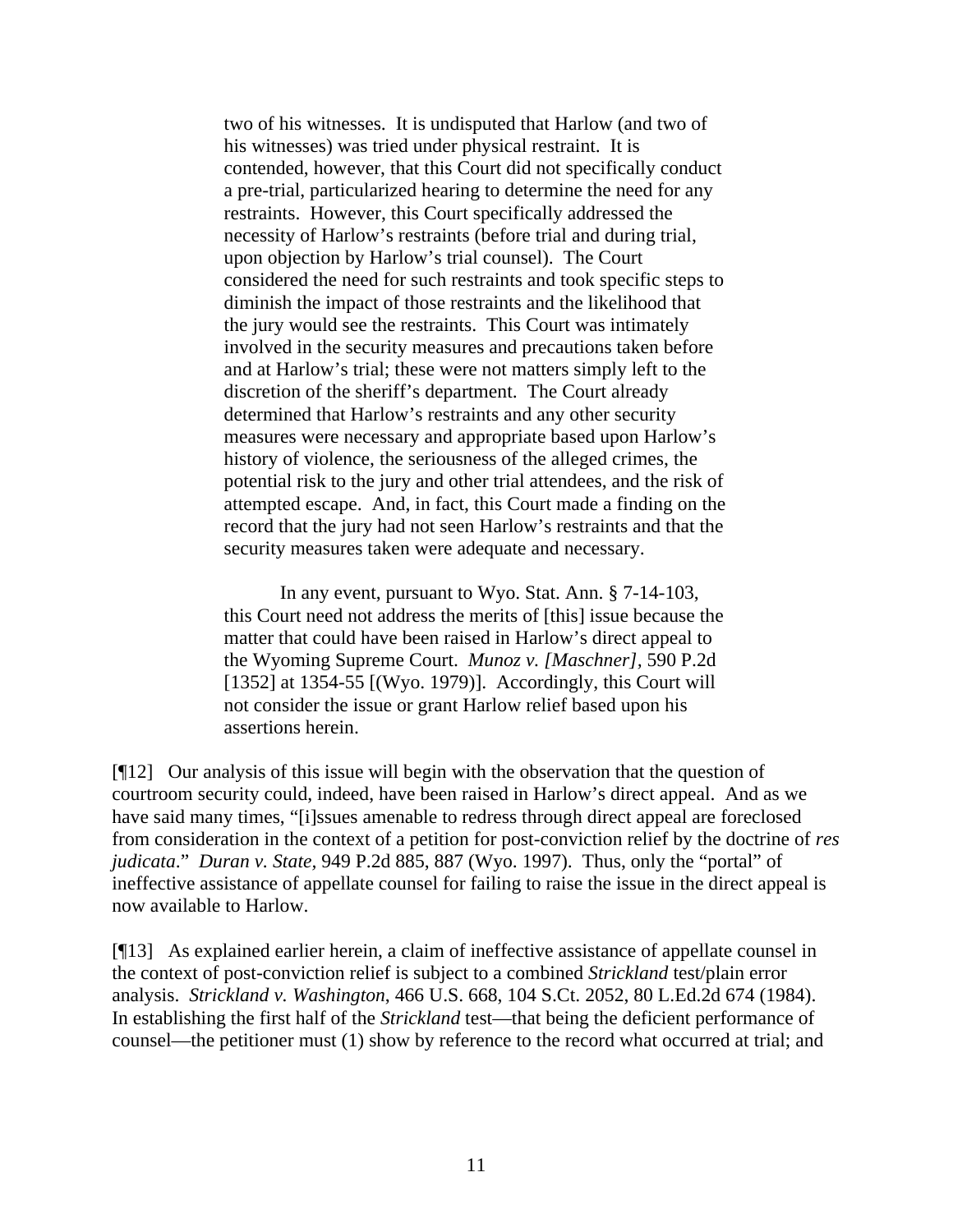> two of his witnesses. It is undisputed that Harlow (and two of his witnesses) was tried under physical restraint. It is contended, however, that this Court did not specifically conduct a pre-trial, particularized hearing to determine the need for any restraints. However, this Court specifically addressed the necessity of Harlow's restraints (before trial and during trial, upon objection by Harlow's trial counsel). The Court considered the need for such restraints and took specific steps to diminish the impact of those restraints and the likelihood that the jury would see the restraints. This Court was intimately involved in the security measures and precautions taken before and at Harlow's trial; these were not matters simply left to the discretion of the sheriff's department. The Court already determined that Harlow's restraints and any other security measures were necessary and appropriate based upon Harlow's history of violence, the seriousness of the alleged crimes, the potential risk to the jury and other trial attendees, and the risk of attempted escape. And, in fact, this Court made a finding on the record that the jury had not seen Harlow's restraints and that the security measures taken were adequate and necessary.
>
> In any event, pursuant to Wyo. Stat. Ann. § 7-14-103, this Court need not address the merits of [this] issue because the matter that could have been raised in Harlow's direct appeal to the Wyoming Supreme Court. *Munoz v. [Maschner]*, 590 P.2d [1352] at 1354-55 [(Wyo. 1979)]. Accordingly, this Court will not consider the issue or grant Harlow relief based upon his assertions herein.

[¶12] Our analysis of this issue will begin with the observation that the question of courtroom security could, indeed, have been raised in Harlow's direct appeal. And as we have said many times, "[i]ssues amenable to redress through direct appeal are foreclosed from consideration in the context of a petition for post-conviction relief by the doctrine of *res judicata*." *Duran v. State*, 949 P.2d 885, 887 (Wyo. 1997). Thus, only the "portal" of ineffective assistance of appellate counsel for failing to raise the issue in the direct appeal is now available to Harlow.

[¶13] As explained earlier herein, a claim of ineffective assistance of appellate counsel in the context of post-conviction relief is subject to a combined *Strickland* test/plain error analysis. *Strickland v. Washington*, 466 U.S. 668, 104 S.Ct. 2052, 80 L.Ed.2d 674 (1984). In establishing the first half of the *Strickland* test—that being the deficient performance of counsel—the petitioner must (1) show by reference to the record what occurred at trial; and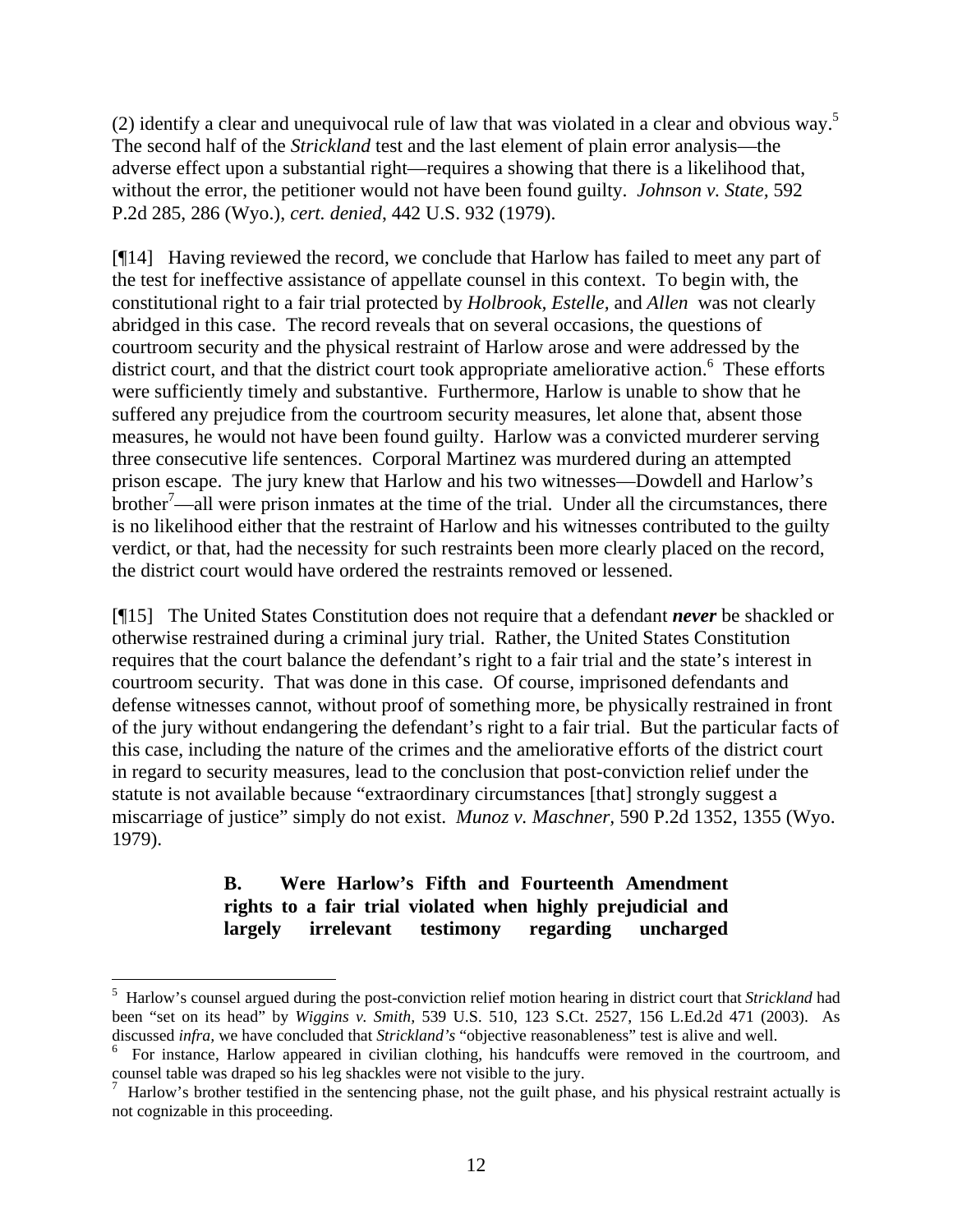(2) identify a clear and unequivocal rule of law that was violated in a clear and obvious way.[5] The second half of the *Strickland* test and the last element of plain error analysis—the adverse effect upon a substantial right—requires a showing that there is a likelihood that, without the error, the petitioner would not have been found guilty. *Johnson v. State,* 592 P.2d 285, 286 (Wyo.), *cert. denied*, 442 U.S. 932 (1979).

[¶14] Having reviewed the record, we conclude that Harlow has failed to meet any part of the test for ineffective assistance of appellate counsel in this context. To begin with, the constitutional right to a fair trial protected by *Holbrook*, *Estelle,* and *Allen* was not clearly abridged in this case. The record reveals that on several occasions, the questions of courtroom security and the physical restraint of Harlow arose and were addressed by the district court, and that the district court took appropriate ameliorative action.[6] These efforts were sufficiently timely and substantive. Furthermore, Harlow is unable to show that he suffered any prejudice from the courtroom security measures, let alone that, absent those measures, he would not have been found guilty. Harlow was a convicted murderer serving three consecutive life sentences. Corporal Martinez was murdered during an attempted prison escape. The jury knew that Harlow and his two witnesses—Dowdell and Harlow's brother[7]—all were prison inmates at the time of the trial. Under all the circumstances, there is no likelihood either that the restraint of Harlow and his witnesses contributed to the guilty verdict, or that, had the necessity for such restraints been more clearly placed on the record, the district court would have ordered the restraints removed or lessened.

[¶15] The United States Constitution does not require that a defendant ***never*** be shackled or otherwise restrained during a criminal jury trial. Rather, the United States Constitution requires that the court balance the defendant's right to a fair trial and the state's interest in courtroom security. That was done in this case. Of course, imprisoned defendants and defense witnesses cannot, without proof of something more, be physically restrained in front of the jury without endangering the defendant's right to a fair trial. But the particular facts of this case, including the nature of the crimes and the ameliorative efforts of the district court in regard to security measures, lead to the conclusion that post-conviction relief under the statute is not available because "extraordinary circumstances [that] strongly suggest a miscarriage of justice" simply do not exist. *Munoz v. Maschner*, 590 P.2d 1352, 1355 (Wyo. 1979).

### B. Were Harlow's Fifth and Fourteenth Amendment rights to a fair trial violated when highly prejudicial and largely irrelevant testimony regarding uncharged

---

[5] Harlow's counsel argued during the post-conviction relief motion hearing in district court that *Strickland* had been "set on its head" by *Wiggins v. Smith*, 539 U.S. 510, 123 S.Ct. 2527, 156 L.Ed.2d 471 (2003). As discussed *infra,* we have concluded that *Strickland's* "objective reasonableness" test is alive and well.

[6] For instance, Harlow appeared in civilian clothing, his handcuffs were removed in the courtroom, and counsel table was draped so his leg shackles were not visible to the jury.

[7] Harlow's brother testified in the sentencing phase, not the guilt phase, and his physical restraint actually is not cognizable in this proceeding.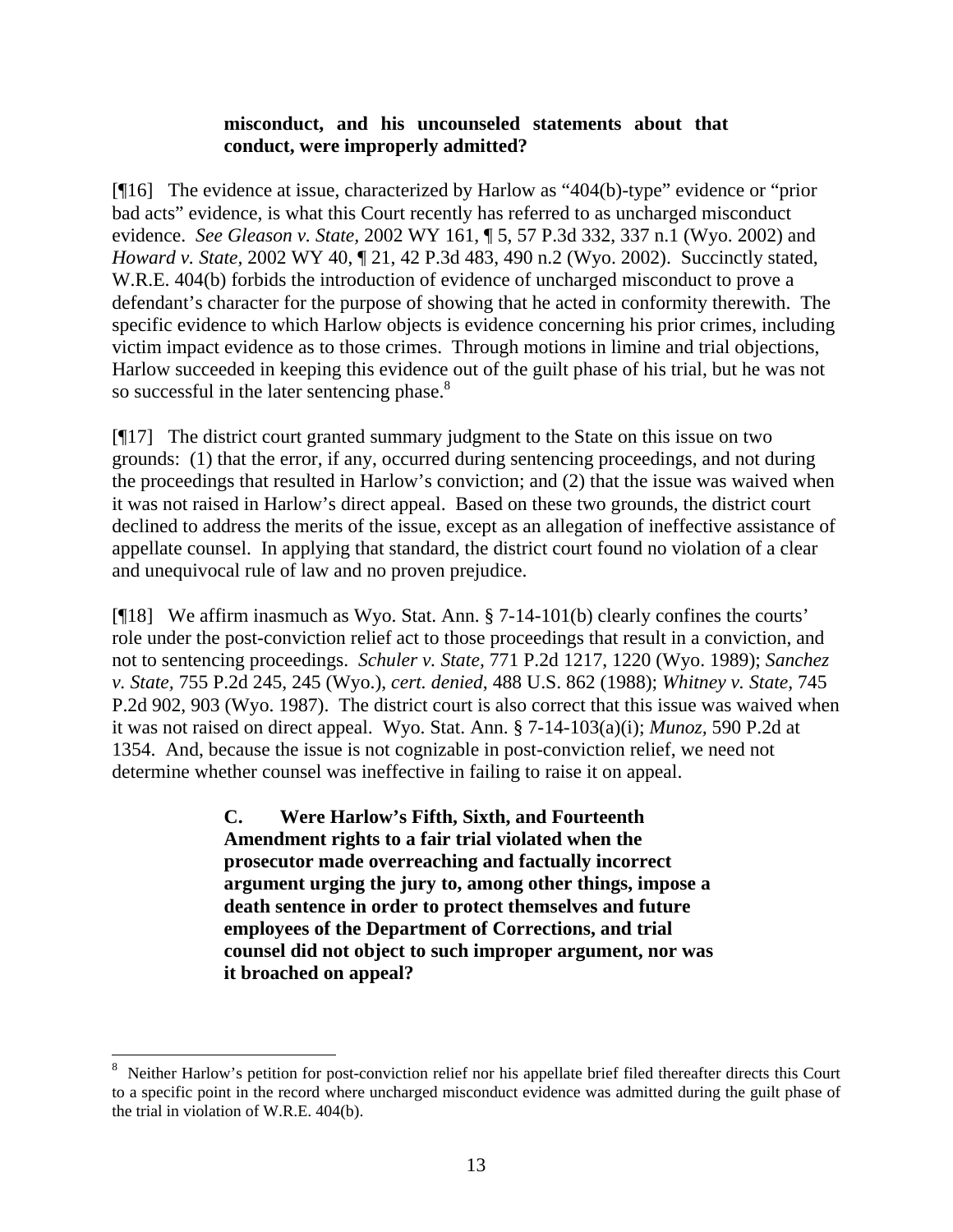**misconduct, and his uncounseled statements about that conduct, were improperly admitted?**

[¶16] The evidence at issue, characterized by Harlow as "404(b)-type" evidence or "prior bad acts" evidence, is what this Court recently has referred to as uncharged misconduct evidence. *See Gleason v. State*, 2002 WY 161, ¶ 5, 57 P.3d 332, 337 n.1 (Wyo. 2002) and *Howard v. State*, 2002 WY 40, ¶ 21, 42 P.3d 483, 490 n.2 (Wyo. 2002). Succinctly stated, W.R.E. 404(b) forbids the introduction of evidence of uncharged misconduct to prove a defendant's character for the purpose of showing that he acted in conformity therewith. The specific evidence to which Harlow objects is evidence concerning his prior crimes, including victim impact evidence as to those crimes. Through motions in limine and trial objections, Harlow succeeded in keeping this evidence out of the guilt phase of his trial, but he was not so successful in the later sentencing phase.[8]

[¶17] The district court granted summary judgment to the State on this issue on two grounds: (1) that the error, if any, occurred during sentencing proceedings, and not during the proceedings that resulted in Harlow's conviction; and (2) that the issue was waived when it was not raised in Harlow's direct appeal. Based on these two grounds, the district court declined to address the merits of the issue, except as an allegation of ineffective assistance of appellate counsel. In applying that standard, the district court found no violation of a clear and unequivocal rule of law and no proven prejudice.

[¶18] We affirm inasmuch as Wyo. Stat. Ann. § 7-14-101(b) clearly confines the courts' role under the post-conviction relief act to those proceedings that result in a conviction, and not to sentencing proceedings. *Schuler v. State*, 771 P.2d 1217, 1220 (Wyo. 1989); *Sanchez v. State*, 755 P.2d 245, 245 (Wyo.), *cert. denied*, 488 U.S. 862 (1988); *Whitney v. State*, 745 P.2d 902, 903 (Wyo. 1987). The district court is also correct that this issue was waived when it was not raised on direct appeal. Wyo. Stat. Ann. § 7-14-103(a)(i); *Munoz*, 590 P.2d at 1354. And, because the issue is not cognizable in post-conviction relief, we need not determine whether counsel was ineffective in failing to raise it on appeal.

**C. Were Harlow's Fifth, Sixth, and Fourteenth Amendment rights to a fair trial violated when the prosecutor made overreaching and factually incorrect argument urging the jury to, among other things, impose a death sentence in order to protect themselves and future employees of the Department of Corrections, and trial counsel did not object to such improper argument, nor was it broached on appeal?**

---

[8] Neither Harlow's petition for post-conviction relief nor his appellate brief filed thereafter directs this Court to a specific point in the record where uncharged misconduct evidence was admitted during the guilt phase of the trial in violation of W.R.E. 404(b).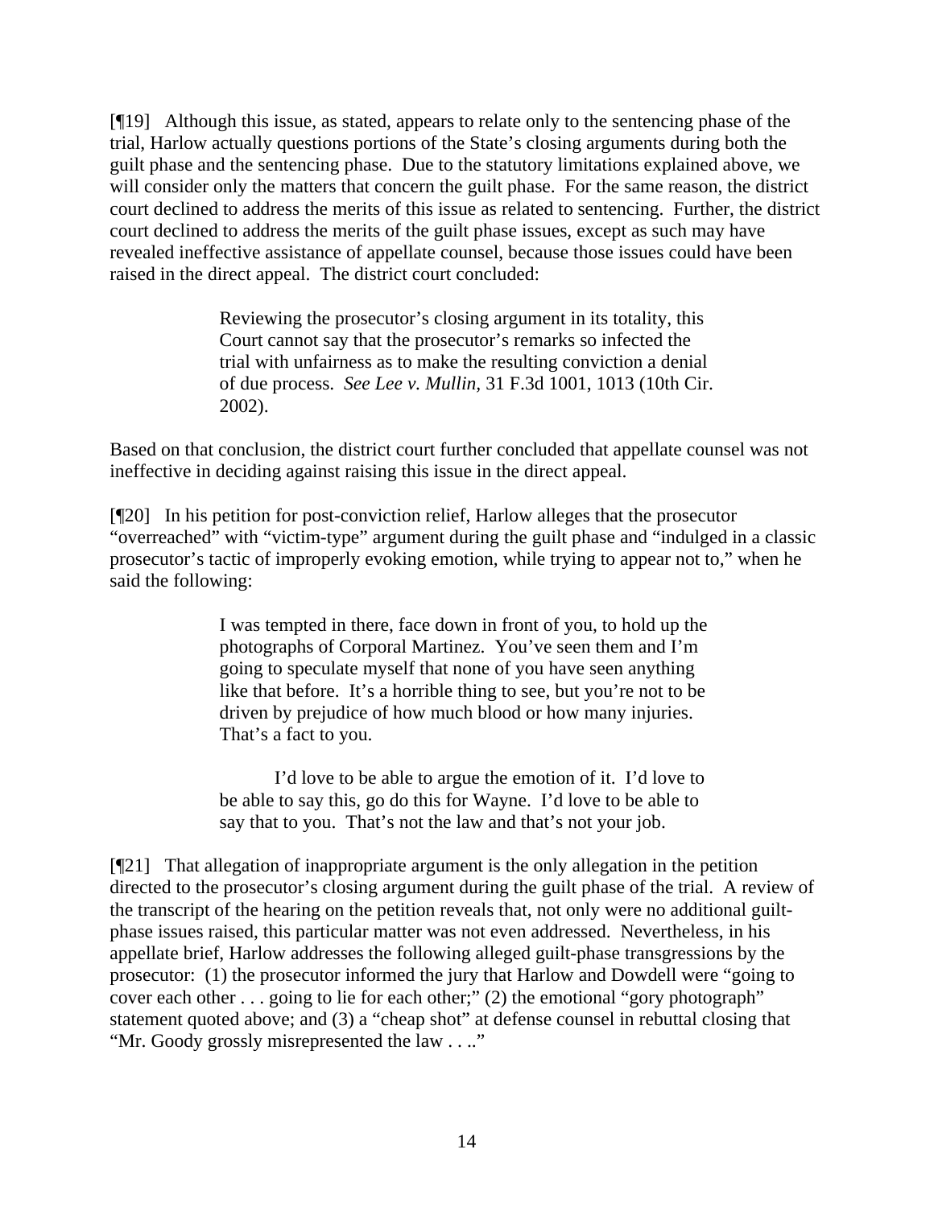[¶19] Although this issue, as stated, appears to relate only to the sentencing phase of the trial, Harlow actually questions portions of the State's closing arguments during both the guilt phase and the sentencing phase. Due to the statutory limitations explained above, we will consider only the matters that concern the guilt phase. For the same reason, the district court declined to address the merits of this issue as related to sentencing. Further, the district court declined to address the merits of the guilt phase issues, except as such may have revealed ineffective assistance of appellate counsel, because those issues could have been raised in the direct appeal. The district court concluded:

> Reviewing the prosecutor's closing argument in its totality, this Court cannot say that the prosecutor's remarks so infected the trial with unfairness as to make the resulting conviction a denial of due process. *See Lee v. Mullin,* 31 F.3d 1001, 1013 (10th Cir. 2002).

Based on that conclusion, the district court further concluded that appellate counsel was not ineffective in deciding against raising this issue in the direct appeal.

[¶20] In his petition for post-conviction relief, Harlow alleges that the prosecutor "overreached" with "victim-type" argument during the guilt phase and "indulged in a classic prosecutor's tactic of improperly evoking emotion, while trying to appear not to," when he said the following:

> I was tempted in there, face down in front of you, to hold up the photographs of Corporal Martinez. You've seen them and I'm going to speculate myself that none of you have seen anything like that before. It's a horrible thing to see, but you're not to be driven by prejudice of how much blood or how many injuries. That's a fact to you.
>
> I'd love to be able to argue the emotion of it. I'd love to be able to say this, go do this for Wayne. I'd love to be able to say that to you. That's not the law and that's not your job.

[¶21] That allegation of inappropriate argument is the only allegation in the petition directed to the prosecutor's closing argument during the guilt phase of the trial. A review of the transcript of the hearing on the petition reveals that, not only were no additional guilt-phase issues raised, this particular matter was not even addressed. Nevertheless, in his appellate brief, Harlow addresses the following alleged guilt-phase transgressions by the prosecutor: (1) the prosecutor informed the jury that Harlow and Dowdell were "going to cover each other . . . going to lie for each other;" (2) the emotional "gory photograph" statement quoted above; and (3) a "cheap shot" at defense counsel in rebuttal closing that "Mr. Goody grossly misrepresented the law . . .."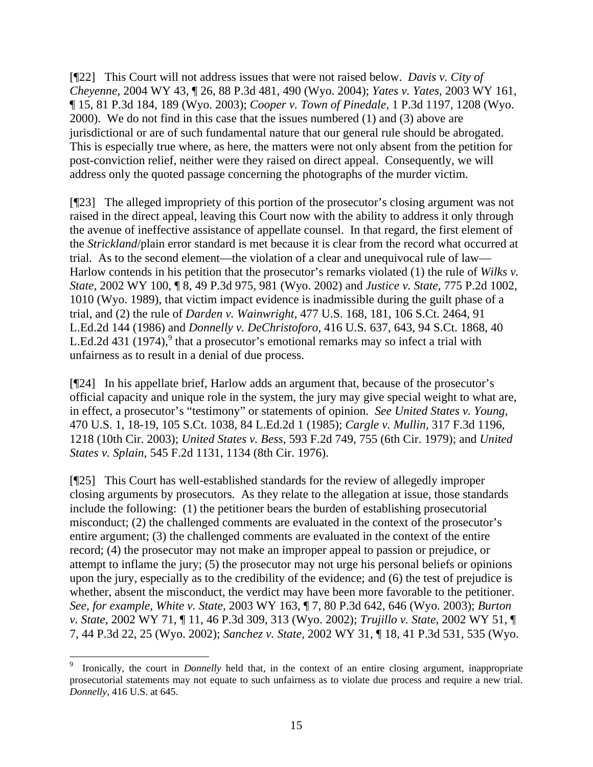[¶22] This Court will not address issues that were not raised below. *Davis v. City of Cheyenne,* 2004 WY 43, ¶ 26, 88 P.3d 481, 490 (Wyo. 2004); *Yates v. Yates,* 2003 WY 161, ¶ 15, 81 P.3d 184, 189 (Wyo. 2003); *Cooper v. Town of Pinedale,* 1 P.3d 1197, 1208 (Wyo. 2000). We do not find in this case that the issues numbered (1) and (3) above are jurisdictional or are of such fundamental nature that our general rule should be abrogated. This is especially true where, as here, the matters were not only absent from the petition for post-conviction relief, neither were they raised on direct appeal. Consequently, we will address only the quoted passage concerning the photographs of the murder victim.

[¶23] The alleged impropriety of this portion of the prosecutor's closing argument was not raised in the direct appeal, leaving this Court now with the ability to address it only through the avenue of ineffective assistance of appellate counsel. In that regard, the first element of the *Strickland*/plain error standard is met because it is clear from the record what occurred at trial. As to the second element—the violation of a clear and unequivocal rule of law—Harlow contends in his petition that the prosecutor's remarks violated (1) the rule of *Wilks v. State,* 2002 WY 100, ¶ 8, 49 P.3d 975, 981 (Wyo. 2002) and *Justice v. State,* 775 P.2d 1002, 1010 (Wyo. 1989), that victim impact evidence is inadmissible during the guilt phase of a trial, and (2) the rule of *Darden v. Wainwright,* 477 U.S. 168, 181, 106 S.Ct. 2464, 91 L.Ed.2d 144 (1986) and *Donnelly v. DeChristoforo,* 416 U.S. 637, 643, 94 S.Ct. 1868, 40 L.Ed.2d 431 (1974),[9] that a prosecutor's emotional remarks may so infect a trial with unfairness as to result in a denial of due process.

[¶24] In his appellate brief, Harlow adds an argument that, because of the prosecutor's official capacity and unique role in the system, the jury may give special weight to what are, in effect, a prosecutor's "testimony" or statements of opinion. *See United States v. Young,* 470 U.S. 1, 18-19, 105 S.Ct. 1038, 84 L.Ed.2d 1 (1985); *Cargle v. Mullin,* 317 F.3d 1196, 1218 (10th Cir. 2003); *United States v. Bess,* 593 F.2d 749, 755 (6th Cir. 1979); and *United States v. Splain,* 545 F.2d 1131, 1134 (8th Cir. 1976).

[¶25] This Court has well-established standards for the review of allegedly improper closing arguments by prosecutors. As they relate to the allegation at issue, those standards include the following: (1) the petitioner bears the burden of establishing prosecutorial misconduct; (2) the challenged comments are evaluated in the context of the prosecutor's entire argument; (3) the challenged comments are evaluated in the context of the entire record; (4) the prosecutor may not make an improper appeal to passion or prejudice, or attempt to inflame the jury; (5) the prosecutor may not urge his personal beliefs or opinions upon the jury, especially as to the credibility of the evidence; and (6) the test of prejudice is whether, absent the misconduct, the verdict may have been more favorable to the petitioner. *See, for example, White v. State,* 2003 WY 163, ¶ 7, 80 P.3d 642, 646 (Wyo. 2003); *Burton v. State*, 2002 WY 71, ¶ 11, 46 P.3d 309, 313 (Wyo. 2002); *Trujillo v. State,* 2002 WY 51, ¶ 7, 44 P.3d 22, 25 (Wyo. 2002); *Sanchez v. State*, 2002 WY 31, ¶ 18, 41 P.3d 531, 535 (Wyo.

---

[9] Ironically, the court in *Donnelly* held that, in the context of an entire closing argument, inappropriate prosecutorial statements may not equate to such unfairness as to violate due process and require a new trial. *Donnelly,* 416 U.S. at 645.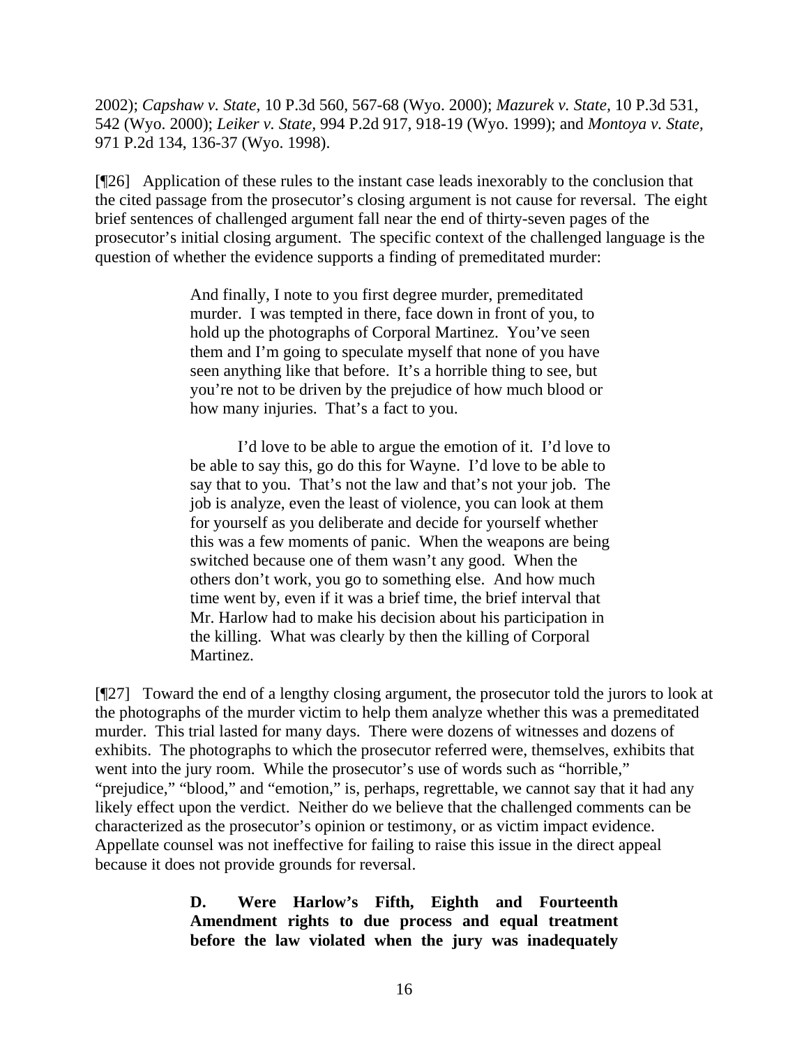2002); *Capshaw v. State*, 10 P.3d 560, 567-68 (Wyo. 2000); *Mazurek v. State*, 10 P.3d 531, 542 (Wyo. 2000); *Leiker v. State*, 994 P.2d 917, 918-19 (Wyo. 1999); and *Montoya v. State*, 971 P.2d 134, 136-37 (Wyo. 1998).

[¶26] Application of these rules to the instant case leads inexorably to the conclusion that the cited passage from the prosecutor's closing argument is not cause for reversal. The eight brief sentences of challenged argument fall near the end of thirty-seven pages of the prosecutor's initial closing argument. The specific context of the challenged language is the question of whether the evidence supports a finding of premeditated murder:

> And finally, I note to you first degree murder, premeditated murder. I was tempted in there, face down in front of you, to hold up the photographs of Corporal Martinez. You've seen them and I'm going to speculate myself that none of you have seen anything like that before. It's a horrible thing to see, but you're not to be driven by the prejudice of how much blood or how many injuries. That's a fact to you.
>
> I'd love to be able to argue the emotion of it. I'd love to be able to say this, go do this for Wayne. I'd love to be able to say that to you. That's not the law and that's not your job. The job is analyze, even the least of violence, you can look at them for yourself as you deliberate and decide for yourself whether this was a few moments of panic. When the weapons are being switched because one of them wasn't any good. When the others don't work, you go to something else. And how much time went by, even if it was a brief time, the brief interval that Mr. Harlow had to make his decision about his participation in the killing. What was clearly by then the killing of Corporal Martinez.

[¶27] Toward the end of a lengthy closing argument, the prosecutor told the jurors to look at the photographs of the murder victim to help them analyze whether this was a premeditated murder. This trial lasted for many days. There were dozens of witnesses and dozens of exhibits. The photographs to which the prosecutor referred were, themselves, exhibits that went into the jury room. While the prosecutor's use of words such as "horrible," "prejudice," "blood," and "emotion," is, perhaps, regrettable, we cannot say that it had any likely effect upon the verdict. Neither do we believe that the challenged comments can be characterized as the prosecutor's opinion or testimony, or as victim impact evidence. Appellate counsel was not ineffective for failing to raise this issue in the direct appeal because it does not provide grounds for reversal.

> **D. Were Harlow's Fifth, Eighth and Fourteenth Amendment rights to due process and equal treatment before the law violated when the jury was inadequately**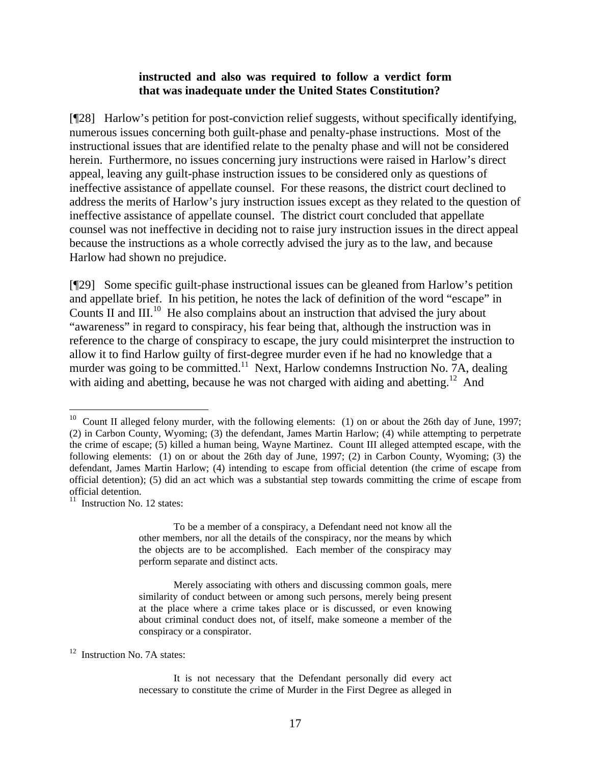**instructed and also was required to follow a verdict form that was inadequate under the United States Constitution?**

[¶28] Harlow's petition for post-conviction relief suggests, without specifically identifying, numerous issues concerning both guilt-phase and penalty-phase instructions. Most of the instructional issues that are identified relate to the penalty phase and will not be considered herein. Furthermore, no issues concerning jury instructions were raised in Harlow's direct appeal, leaving any guilt-phase instruction issues to be considered only as questions of ineffective assistance of appellate counsel. For these reasons, the district court declined to address the merits of Harlow's jury instruction issues except as they related to the question of ineffective assistance of appellate counsel. The district court concluded that appellate counsel was not ineffective in deciding not to raise jury instruction issues in the direct appeal because the instructions as a whole correctly advised the jury as to the law, and because Harlow had shown no prejudice.

[¶29] Some specific guilt-phase instructional issues can be gleaned from Harlow's petition and appellate brief. In his petition, he notes the lack of definition of the word "escape" in Counts II and III.[10] He also complains about an instruction that advised the jury about "awareness" in regard to conspiracy, his fear being that, although the instruction was in reference to the charge of conspiracy to escape, the jury could misinterpret the instruction to allow it to find Harlow guilty of first-degree murder even if he had no knowledge that a murder was going to be committed.[11] Next, Harlow condemns Instruction No. 7A, dealing with aiding and abetting, because he was not charged with aiding and abetting.[12] And

---

[10] Count II alleged felony murder, with the following elements: (1) on or about the 26th day of June, 1997; (2) in Carbon County, Wyoming; (3) the defendant, James Martin Harlow; (4) while attempting to perpetrate the crime of escape; (5) killed a human being, Wayne Martinez. Count III alleged attempted escape, with the following elements: (1) on or about the 26th day of June, 1997; (2) in Carbon County, Wyoming; (3) the defendant, James Martin Harlow; (4) intending to escape from official detention (the crime of escape from official detention); (5) did an act which was a substantial step towards committing the crime of escape from official detention.

[11] Instruction No. 12 states:

> To be a member of a conspiracy, a Defendant need not know all the other members, nor all the details of the conspiracy, nor the means by which the objects are to be accomplished. Each member of the conspiracy may perform separate and distinct acts.
>
> Merely associating with others and discussing common goals, mere similarity of conduct between or among such persons, merely being present at the place where a crime takes place or is discussed, or even knowing about criminal conduct does not, of itself, make someone a member of the conspiracy or a conspirator.

[12] Instruction No. 7A states:

> It is not necessary that the Defendant personally did every act necessary to constitute the crime of Murder in the First Degree as alleged in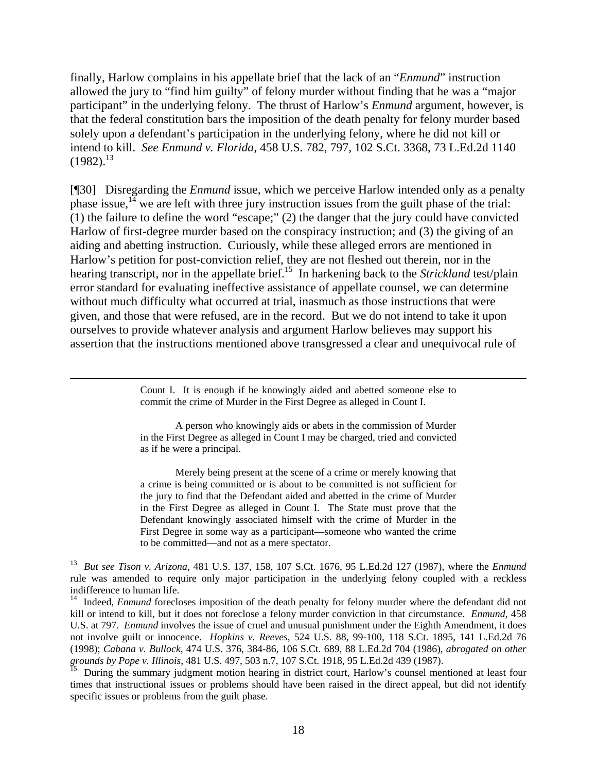finally, Harlow complains in his appellate brief that the lack of an "*Enmund*" instruction allowed the jury to "find him guilty" of felony murder without finding that he was a "major participant" in the underlying felony. The thrust of Harlow's *Enmund* argument, however, is that the federal constitution bars the imposition of the death penalty for felony murder based solely upon a defendant's participation in the underlying felony, where he did not kill or intend to kill. *See Enmund v. Florida,* 458 U.S. 782, 797, 102 S.Ct. 3368, 73 L.Ed.2d 1140 (1982).[13]

[¶30] Disregarding the *Enmund* issue, which we perceive Harlow intended only as a penalty phase issue,[14] we are left with three jury instruction issues from the guilt phase of the trial: (1) the failure to define the word "escape;" (2) the danger that the jury could have convicted Harlow of first-degree murder based on the conspiracy instruction; and (3) the giving of an aiding and abetting instruction. Curiously, while these alleged errors are mentioned in Harlow's petition for post-conviction relief, they are not fleshed out therein, nor in the hearing transcript, nor in the appellate brief.[15] In harkening back to the *Strickland* test/plain error standard for evaluating ineffective assistance of appellate counsel, we can determine without much difficulty what occurred at trial, inasmuch as those instructions that were given, and those that were refused, are in the record. But we do not intend to take it upon ourselves to provide whatever analysis and argument Harlow believes may support his assertion that the instructions mentioned above transgressed a clear and unequivocal rule of

---

> Count I. It is enough if he knowingly aided and abetted someone else to commit the crime of Murder in the First Degree as alleged in Count I.
>
> A person who knowingly aids or abets in the commission of Murder in the First Degree as alleged in Count I may be charged, tried and convicted as if he were a principal.
>
> Merely being present at the scene of a crime or merely knowing that a crime is being committed or is about to be committed is not sufficient for the jury to find that the Defendant aided and abetted in the crime of Murder in the First Degree as alleged in Count I. The State must prove that the Defendant knowingly associated himself with the crime of Murder in the First Degree in some way as a participant—someone who wanted the crime to be committed—and not as a mere spectator.

[13] *But see Tison v. Arizona,* 481 U.S. 137, 158, 107 S.Ct. 1676, 95 L.Ed.2d 127 (1987), where the *Enmund* rule was amended to require only major participation in the underlying felony coupled with a reckless indifference to human life.

[14] Indeed, *Enmund* forecloses imposition of the death penalty for felony murder where the defendant did not kill or intend to kill, but it does not foreclose a felony murder conviction in that circumstance. *Enmund*, 458 U.S. at 797. *Enmund* involves the issue of cruel and unusual punishment under the Eighth Amendment, it does not involve guilt or innocence. *Hopkins v. Reeves,* 524 U.S. 88, 99-100, 118 S.Ct. 1895, 141 L.Ed.2d 76 (1998); *Cabana v. Bullock,* 474 U.S. 376, 384-86, 106 S.Ct. 689, 88 L.Ed.2d 704 (1986), *abrogated on other grounds by Pope v. Illinois*, 481 U.S. 497, 503 n.7, 107 S.Ct. 1918, 95 L.Ed.2d 439 (1987).

[15] During the summary judgment motion hearing in district court, Harlow's counsel mentioned at least four times that instructional issues or problems should have been raised in the direct appeal, but did not identify specific issues or problems from the guilt phase.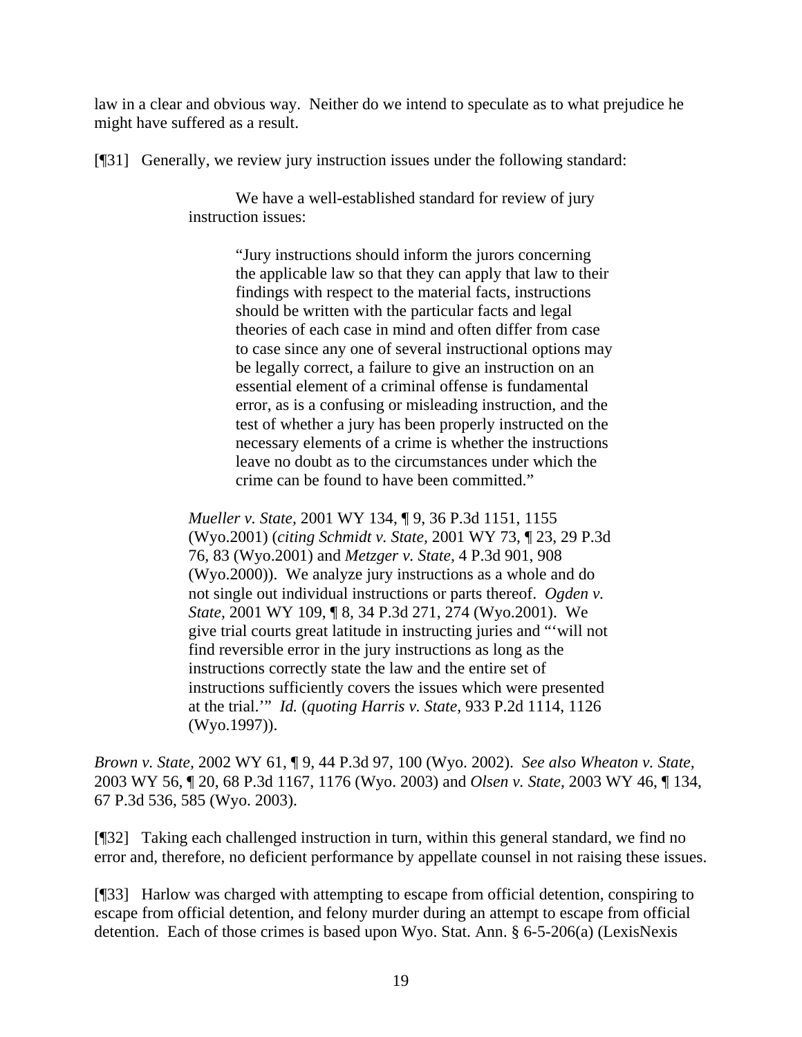law in a clear and obvious way. Neither do we intend to speculate as to what prejudice he might have suffered as a result.

[¶31] Generally, we review jury instruction issues under the following standard:

> We have a well-established standard for review of jury instruction issues:
>
> > "Jury instructions should inform the jurors concerning the applicable law so that they can apply that law to their findings with respect to the material facts, instructions should be written with the particular facts and legal theories of each case in mind and often differ from case to case since any one of several instructional options may be legally correct, a failure to give an instruction on an essential element of a criminal offense is fundamental error, as is a confusing or misleading instruction, and the test of whether a jury has been properly instructed on the necessary elements of a crime is whether the instructions leave no doubt as to the circumstances under which the crime can be found to have been committed."
>
> *Mueller v. State,* 2001 WY 134, ¶ 9, 36 P.3d 1151, 1155 (Wyo.2001) (*citing Schmidt v. State,* 2001 WY 73, ¶ 23, 29 P.3d 76, 83 (Wyo.2001) and *Metzger v. State*, 4 P.3d 901, 908 (Wyo.2000)). We analyze jury instructions as a whole and do not single out individual instructions or parts thereof. *Ogden v. State,* 2001 WY 109, ¶ 8, 34 P.3d 271, 274 (Wyo.2001). We give trial courts great latitude in instructing juries and "'will not find reversible error in the jury instructions as long as the instructions correctly state the law and the entire set of instructions sufficiently covers the issues which were presented at the trial.'" *Id.* (*quoting Harris v. State,* 933 P.2d 1114, 1126 (Wyo.1997)).

*Brown v. State,* 2002 WY 61, ¶ 9, 44 P.3d 97, 100 (Wyo. 2002). *See also Wheaton v. State,* 2003 WY 56, ¶ 20, 68 P.3d 1167, 1176 (Wyo. 2003) and *Olsen v. State,* 2003 WY 46, ¶ 134, 67 P.3d 536, 585 (Wyo. 2003).

[¶32] Taking each challenged instruction in turn, within this general standard, we find no error and, therefore, no deficient performance by appellate counsel in not raising these issues.

[¶33] Harlow was charged with attempting to escape from official detention, conspiring to escape from official detention, and felony murder during an attempt to escape from official detention. Each of those crimes is based upon Wyo. Stat. Ann. § 6-5-206(a) (LexisNexis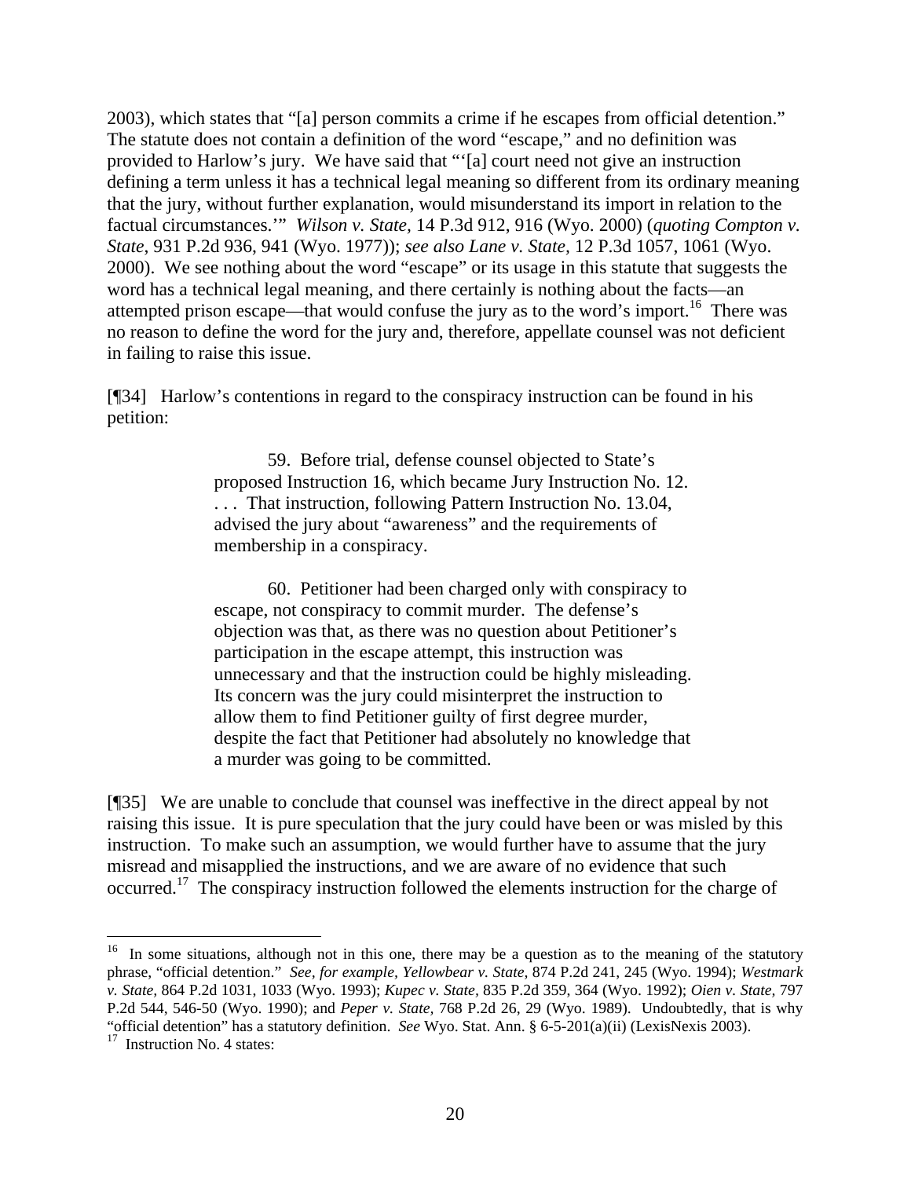2003), which states that "[a] person commits a crime if he escapes from official detention." The statute does not contain a definition of the word "escape," and no definition was provided to Harlow's jury. We have said that "'[a] court need not give an instruction defining a term unless it has a technical legal meaning so different from its ordinary meaning that the jury, without further explanation, would misunderstand its import in relation to the factual circumstances.'" *Wilson v. State*, 14 P.3d 912, 916 (Wyo. 2000) (*quoting Compton v. State*, 931 P.2d 936, 941 (Wyo. 1977)); *see also Lane v. State*, 12 P.3d 1057, 1061 (Wyo. 2000). We see nothing about the word "escape" or its usage in this statute that suggests the word has a technical legal meaning, and there certainly is nothing about the facts—an attempted prison escape—that would confuse the jury as to the word's import.[16] There was no reason to define the word for the jury and, therefore, appellate counsel was not deficient in failing to raise this issue.

[¶34] Harlow's contentions in regard to the conspiracy instruction can be found in his petition:

> 59. Before trial, defense counsel objected to State's proposed Instruction 16, which became Jury Instruction No. 12. . . . That instruction, following Pattern Instruction No. 13.04, advised the jury about "awareness" and the requirements of membership in a conspiracy.
>
> 60. Petitioner had been charged only with conspiracy to escape, not conspiracy to commit murder. The defense's objection was that, as there was no question about Petitioner's participation in the escape attempt, this instruction was unnecessary and that the instruction could be highly misleading. Its concern was the jury could misinterpret the instruction to allow them to find Petitioner guilty of first degree murder, despite the fact that Petitioner had absolutely no knowledge that a murder was going to be committed.

[¶35] We are unable to conclude that counsel was ineffective in the direct appeal by not raising this issue. It is pure speculation that the jury could have been or was misled by this instruction. To make such an assumption, we would further have to assume that the jury misread and misapplied the instructions, and we are aware of no evidence that such occurred.[17] The conspiracy instruction followed the elements instruction for the charge of

---

[16] In some situations, although not in this one, there may be a question as to the meaning of the statutory phrase, "official detention." *See, for example, Yellowbear v. State,* 874 P.2d 241, 245 (Wyo. 1994); *Westmark v. State,* 864 P.2d 1031, 1033 (Wyo. 1993); *Kupec v. State*, 835 P.2d 359, 364 (Wyo. 1992); *Oien v. State,* 797 P.2d 544, 546-50 (Wyo. 1990); and *Peper v. State,* 768 P.2d 26, 29 (Wyo. 1989). Undoubtedly, that is why "official detention" has a statutory definition. *See* Wyo. Stat. Ann. § 6-5-201(a)(ii) (LexisNexis 2003).

[17] Instruction No. 4 states: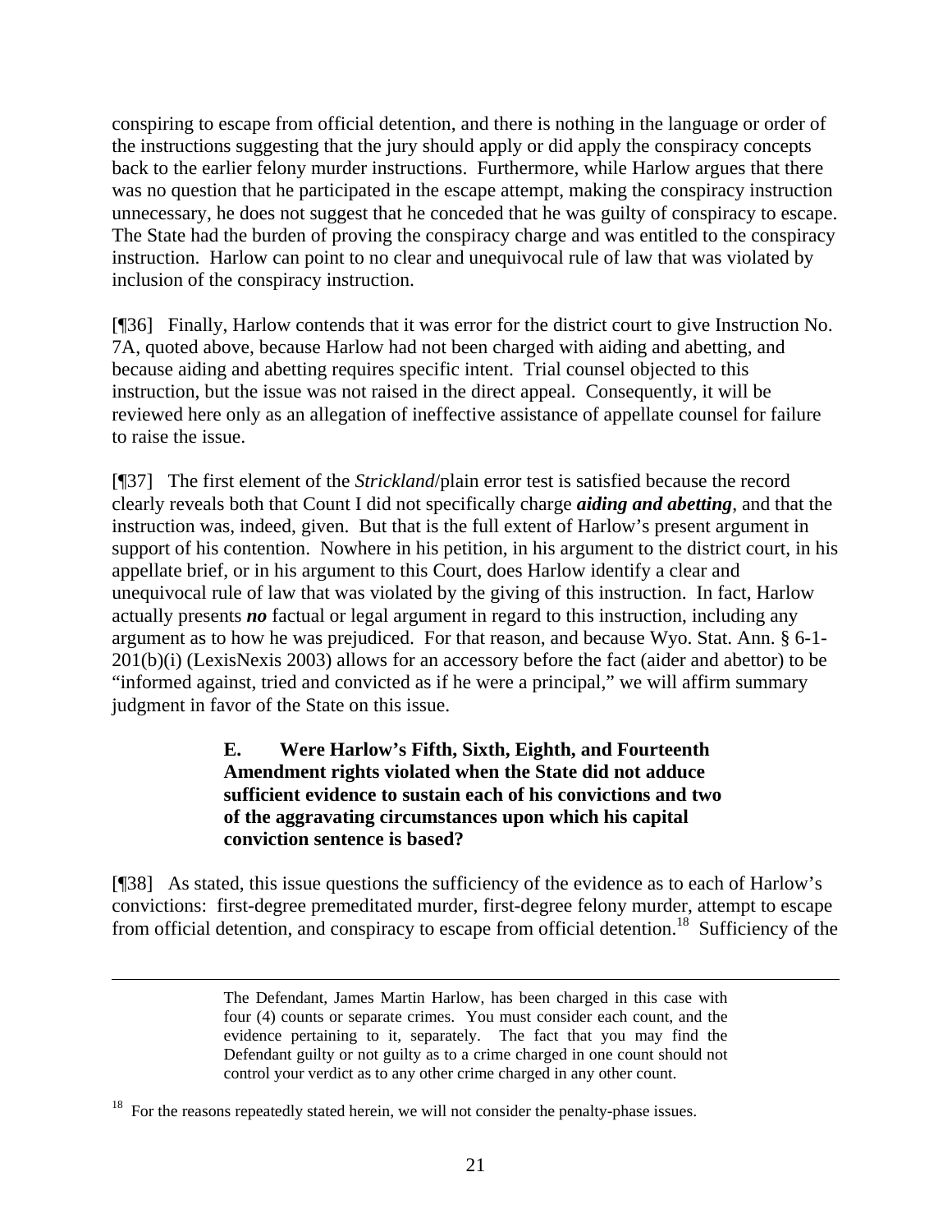conspiring to escape from official detention, and there is nothing in the language or order of the instructions suggesting that the jury should apply or did apply the conspiracy concepts back to the earlier felony murder instructions. Furthermore, while Harlow argues that there was no question that he participated in the escape attempt, making the conspiracy instruction unnecessary, he does not suggest that he conceded that he was guilty of conspiracy to escape. The State had the burden of proving the conspiracy charge and was entitled to the conspiracy instruction. Harlow can point to no clear and unequivocal rule of law that was violated by inclusion of the conspiracy instruction.

[¶36] Finally, Harlow contends that it was error for the district court to give Instruction No. 7A, quoted above, because Harlow had not been charged with aiding and abetting, and because aiding and abetting requires specific intent. Trial counsel objected to this instruction, but the issue was not raised in the direct appeal. Consequently, it will be reviewed here only as an allegation of ineffective assistance of appellate counsel for failure to raise the issue.

[¶37] The first element of the *Strickland*/plain error test is satisfied because the record clearly reveals both that Count I did not specifically charge ***aiding and abetting***, and that the instruction was, indeed, given. But that is the full extent of Harlow's present argument in support of his contention. Nowhere in his petition, in his argument to the district court, in his appellate brief, or in his argument to this Court, does Harlow identify a clear and unequivocal rule of law that was violated by the giving of this instruction. In fact, Harlow actually presents ***no*** factual or legal argument in regard to this instruction, including any argument as to how he was prejudiced. For that reason, and because Wyo. Stat. Ann. § 6-1-201(b)(i) (LexisNexis 2003) allows for an accessory before the fact (aider and abettor) to be "informed against, tried and convicted as if he were a principal," we will affirm summary judgment in favor of the State on this issue.

### E. Were Harlow's Fifth, Sixth, Eighth, and Fourteenth Amendment rights violated when the State did not adduce sufficient evidence to sustain each of his convictions and two of the aggravating circumstances upon which his capital conviction sentence is based?

[¶38] As stated, this issue questions the sufficiency of the evidence as to each of Harlow's convictions: first-degree premeditated murder, first-degree felony murder, attempt to escape from official detention, and conspiracy to escape from official detention.[18] Sufficiency of the

---

> The Defendant, James Martin Harlow, has been charged in this case with four (4) counts or separate crimes. You must consider each count, and the evidence pertaining to it, separately. The fact that you may find the Defendant guilty or not guilty as to a crime charged in one count should not control your verdict as to any other crime charged in any other count.

[18] For the reasons repeatedly stated herein, we will not consider the penalty-phase issues.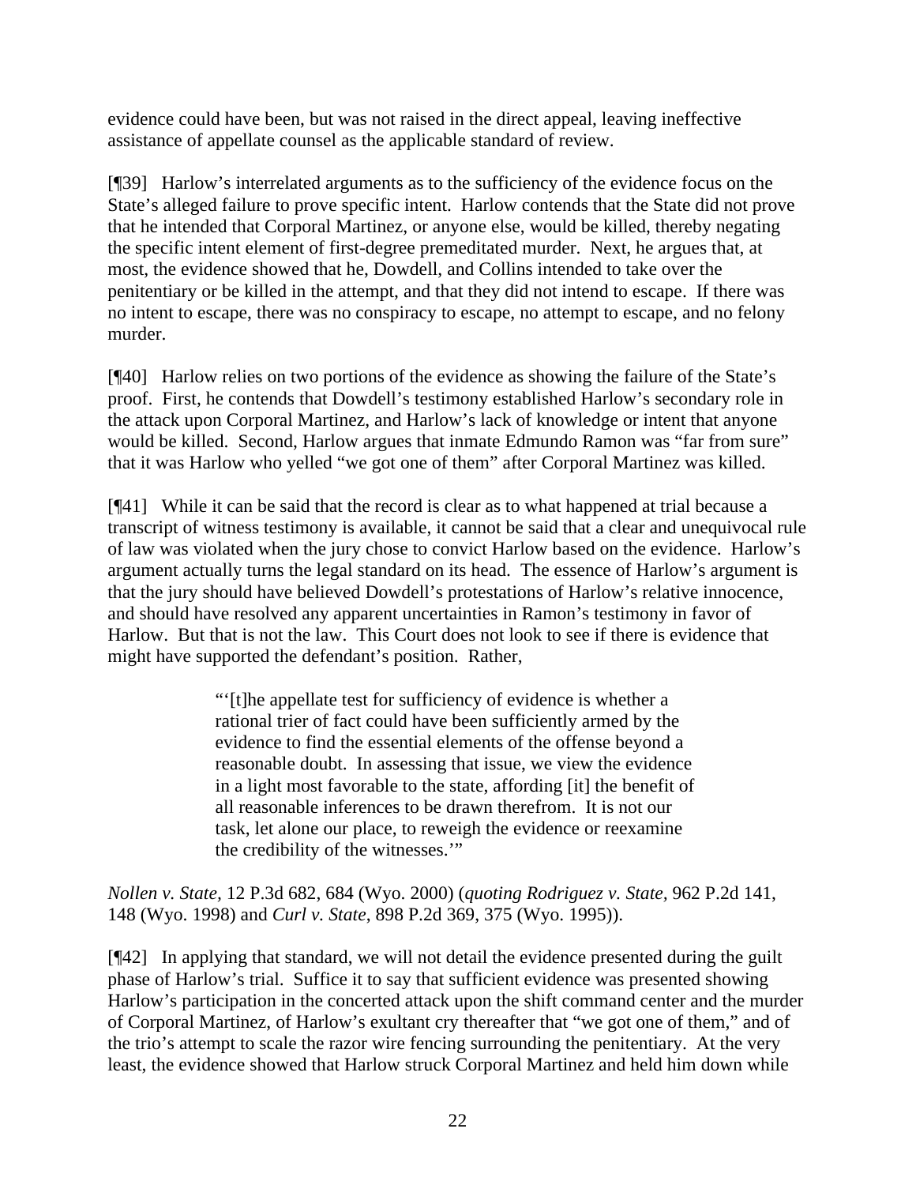evidence could have been, but was not raised in the direct appeal, leaving ineffective assistance of appellate counsel as the applicable standard of review.

[¶39] Harlow's interrelated arguments as to the sufficiency of the evidence focus on the State's alleged failure to prove specific intent. Harlow contends that the State did not prove that he intended that Corporal Martinez, or anyone else, would be killed, thereby negating the specific intent element of first-degree premeditated murder. Next, he argues that, at most, the evidence showed that he, Dowdell, and Collins intended to take over the penitentiary or be killed in the attempt, and that they did not intend to escape. If there was no intent to escape, there was no conspiracy to escape, no attempt to escape, and no felony murder.

[¶40] Harlow relies on two portions of the evidence as showing the failure of the State's proof. First, he contends that Dowdell's testimony established Harlow's secondary role in the attack upon Corporal Martinez, and Harlow's lack of knowledge or intent that anyone would be killed. Second, Harlow argues that inmate Edmundo Ramon was "far from sure" that it was Harlow who yelled "we got one of them" after Corporal Martinez was killed.

[¶41] While it can be said that the record is clear as to what happened at trial because a transcript of witness testimony is available, it cannot be said that a clear and unequivocal rule of law was violated when the jury chose to convict Harlow based on the evidence. Harlow's argument actually turns the legal standard on its head. The essence of Harlow's argument is that the jury should have believed Dowdell's protestations of Harlow's relative innocence, and should have resolved any apparent uncertainties in Ramon's testimony in favor of Harlow. But that is not the law. This Court does not look to see if there is evidence that might have supported the defendant's position. Rather,

> "'[t]he appellate test for sufficiency of evidence is whether a rational trier of fact could have been sufficiently armed by the evidence to find the essential elements of the offense beyond a reasonable doubt. In assessing that issue, we view the evidence in a light most favorable to the state, affording [it] the benefit of all reasonable inferences to be drawn therefrom. It is not our task, let alone our place, to reweigh the evidence or reexamine the credibility of the witnesses.'"

*Nollen v. State*, 12 P.3d 682, 684 (Wyo. 2000) (*quoting Rodriguez v. State*, 962 P.2d 141, 148 (Wyo. 1998) and *Curl v. State*, 898 P.2d 369, 375 (Wyo. 1995)).

[¶42] In applying that standard, we will not detail the evidence presented during the guilt phase of Harlow's trial. Suffice it to say that sufficient evidence was presented showing Harlow's participation in the concerted attack upon the shift command center and the murder of Corporal Martinez, of Harlow's exultant cry thereafter that "we got one of them," and of the trio's attempt to scale the razor wire fencing surrounding the penitentiary. At the very least, the evidence showed that Harlow struck Corporal Martinez and held him down while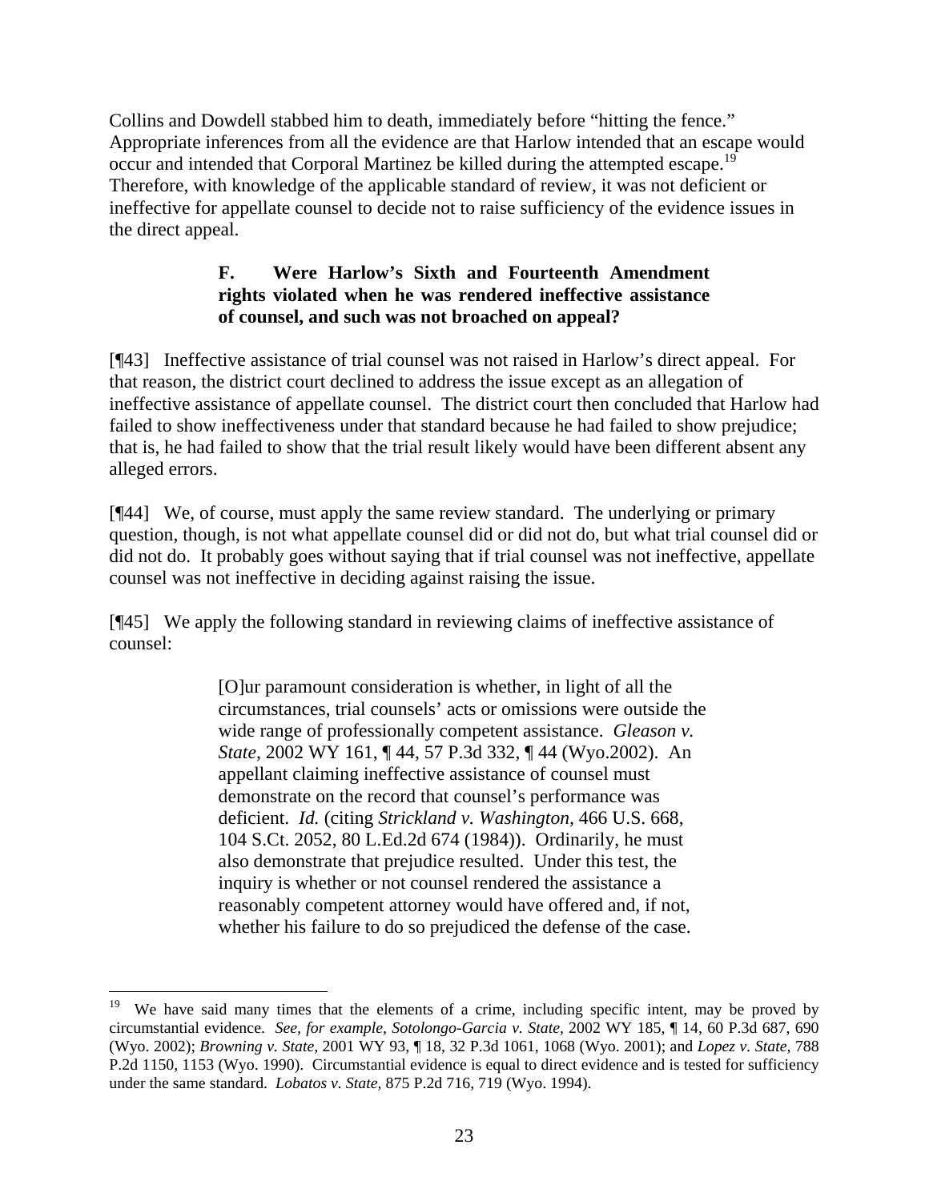Collins and Dowdell stabbed him to death, immediately before "hitting the fence." Appropriate inferences from all the evidence are that Harlow intended that an escape would occur and intended that Corporal Martinez be killed during the attempted escape.[19] Therefore, with knowledge of the applicable standard of review, it was not deficient or ineffective for appellate counsel to decide not to raise sufficiency of the evidence issues in the direct appeal.

### F. Were Harlow's Sixth and Fourteenth Amendment rights violated when he was rendered ineffective assistance of counsel, and such was not broached on appeal?

[¶43] Ineffective assistance of trial counsel was not raised in Harlow's direct appeal. For that reason, the district court declined to address the issue except as an allegation of ineffective assistance of appellate counsel. The district court then concluded that Harlow had failed to show ineffectiveness under that standard because he had failed to show prejudice; that is, he had failed to show that the trial result likely would have been different absent any alleged errors.

[¶44] We, of course, must apply the same review standard. The underlying or primary question, though, is not what appellate counsel did or did not do, but what trial counsel did or did not do. It probably goes without saying that if trial counsel was not ineffective, appellate counsel was not ineffective in deciding against raising the issue.

[¶45] We apply the following standard in reviewing claims of ineffective assistance of counsel:

> [O]ur paramount consideration is whether, in light of all the circumstances, trial counsels' acts or omissions were outside the wide range of professionally competent assistance. *Gleason v. State*, 2002 WY 161, ¶ 44, 57 P.3d 332, ¶ 44 (Wyo.2002). An appellant claiming ineffective assistance of counsel must demonstrate on the record that counsel's performance was deficient. *Id.* (citing *Strickland v. Washington*, 466 U.S. 668, 104 S.Ct. 2052, 80 L.Ed.2d 674 (1984)). Ordinarily, he must also demonstrate that prejudice resulted. Under this test, the inquiry is whether or not counsel rendered the assistance a reasonably competent attorney would have offered and, if not, whether his failure to do so prejudiced the defense of the case.

---

[19] We have said many times that the elements of a crime, including specific intent, may be proved by circumstantial evidence. *See, for example, Sotolongo-Garcia v. State*, 2002 WY 185, ¶ 14, 60 P.3d 687, 690 (Wyo. 2002); *Browning v. State*, 2001 WY 93, ¶ 18, 32 P.3d 1061, 1068 (Wyo. 2001); and *Lopez v. State*, 788 P.2d 1150, 1153 (Wyo. 1990). Circumstantial evidence is equal to direct evidence and is tested for sufficiency under the same standard. *Lobatos v. State*, 875 P.2d 716, 719 (Wyo. 1994).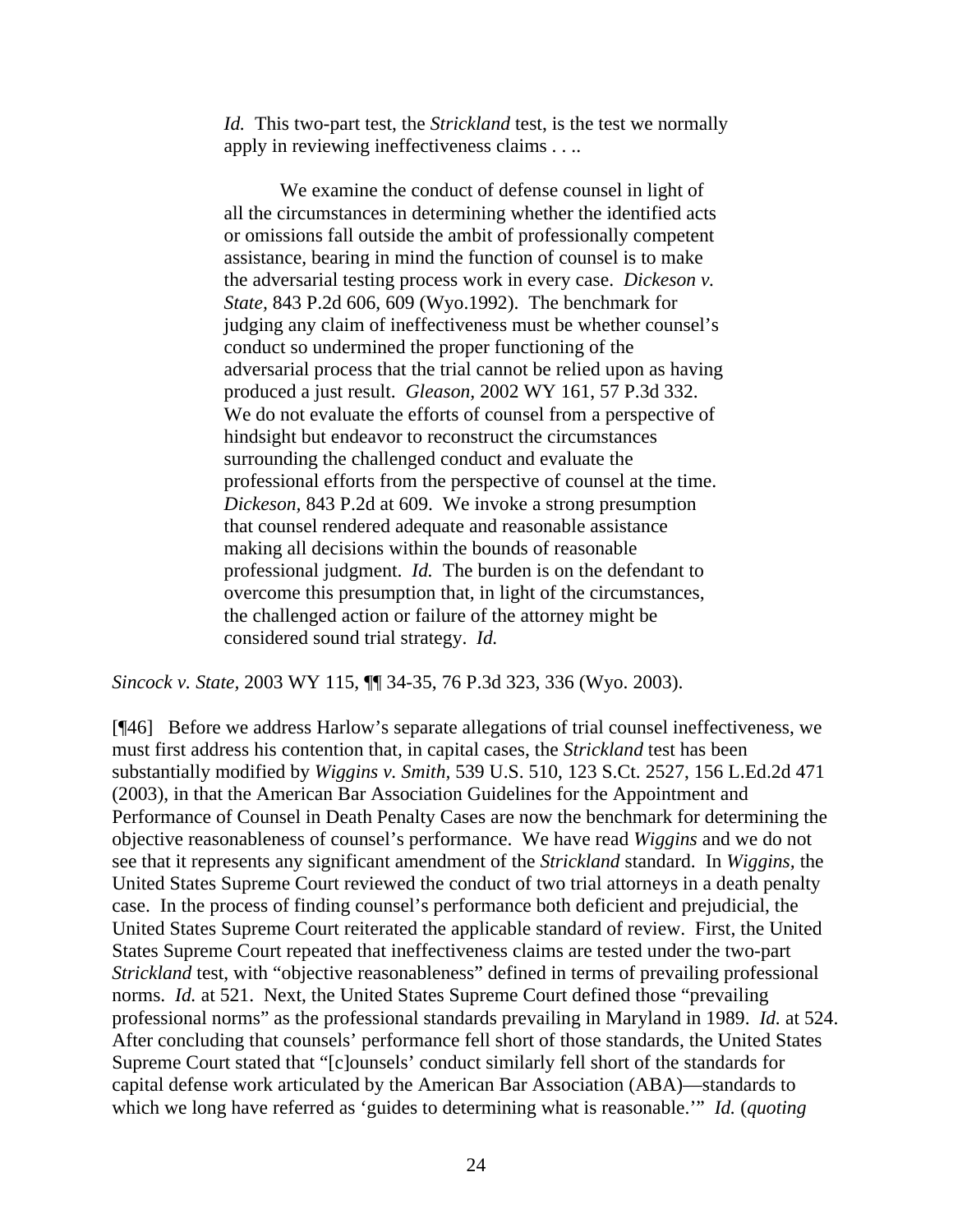> *Id.* This two-part test, the *Strickland* test, is the test we normally apply in reviewing ineffectiveness claims . . ..
>
> We examine the conduct of defense counsel in light of all the circumstances in determining whether the identified acts or omissions fall outside the ambit of professionally competent assistance, bearing in mind the function of counsel is to make the adversarial testing process work in every case. *Dickeson v. State,* 843 P.2d 606, 609 (Wyo.1992). The benchmark for judging any claim of ineffectiveness must be whether counsel's conduct so undermined the proper functioning of the adversarial process that the trial cannot be relied upon as having produced a just result. *Gleason,* 2002 WY 161, 57 P.3d 332. We do not evaluate the efforts of counsel from a perspective of hindsight but endeavor to reconstruct the circumstances surrounding the challenged conduct and evaluate the professional efforts from the perspective of counsel at the time. *Dickeson,* 843 P.2d at 609. We invoke a strong presumption that counsel rendered adequate and reasonable assistance making all decisions within the bounds of reasonable professional judgment. *Id.* The burden is on the defendant to overcome this presumption that, in light of the circumstances, the challenged action or failure of the attorney might be considered sound trial strategy. *Id.*

*Sincock v. State*, 2003 WY 115, ¶¶ 34-35, 76 P.3d 323, 336 (Wyo. 2003).

[¶46] Before we address Harlow's separate allegations of trial counsel ineffectiveness, we must first address his contention that, in capital cases, the *Strickland* test has been substantially modified by *Wiggins v. Smith*, 539 U.S. 510, 123 S.Ct. 2527, 156 L.Ed.2d 471 (2003), in that the American Bar Association Guidelines for the Appointment and Performance of Counsel in Death Penalty Cases are now the benchmark for determining the objective reasonableness of counsel's performance. We have read *Wiggins* and we do not see that it represents any significant amendment of the *Strickland* standard. In *Wiggins*, the United States Supreme Court reviewed the conduct of two trial attorneys in a death penalty case. In the process of finding counsel's performance both deficient and prejudicial, the United States Supreme Court reiterated the applicable standard of review. First, the United States Supreme Court repeated that ineffectiveness claims are tested under the two-part *Strickland* test, with "objective reasonableness" defined in terms of prevailing professional norms. *Id.* at 521. Next, the United States Supreme Court defined those "prevailing professional norms" as the professional standards prevailing in Maryland in 1989. *Id.* at 524. After concluding that counsels' performance fell short of those standards, the United States Supreme Court stated that "[c]ounsels' conduct similarly fell short of the standards for capital defense work articulated by the American Bar Association (ABA)—standards to which we long have referred as 'guides to determining what is reasonable.'" *Id.* (*quoting*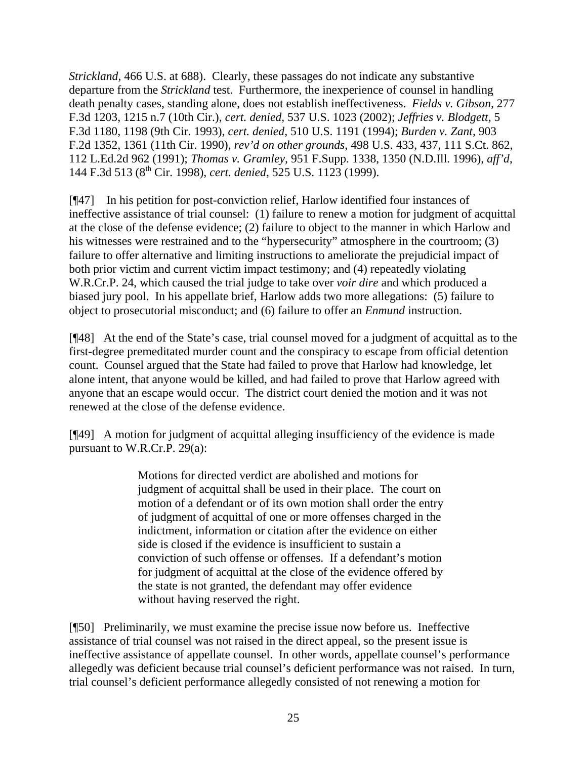*Strickland*, 466 U.S. at 688). Clearly, these passages do not indicate any substantive departure from the *Strickland* test. Furthermore, the inexperience of counsel in handling death penalty cases, standing alone, does not establish ineffectiveness. *Fields v. Gibson*, 277 F.3d 1203, 1215 n.7 (10th Cir.), *cert. denied*, 537 U.S. 1023 (2002); *Jeffries v. Blodgett*, 5 F.3d 1180, 1198 (9th Cir. 1993), *cert. denied*, 510 U.S. 1191 (1994); *Burden v. Zant*, 903 F.2d 1352, 1361 (11th Cir. 1990), *rev'd on other grounds*, 498 U.S. 433, 437, 111 S.Ct. 862, 112 L.Ed.2d 962 (1991); *Thomas v. Gramley*, 951 F.Supp. 1338, 1350 (N.D.Ill. 1996), *aff'd*, 144 F.3d 513 (8th Cir. 1998), *cert. denied*, 525 U.S. 1123 (1999).

[¶47] In his petition for post-conviction relief, Harlow identified four instances of ineffective assistance of trial counsel: (1) failure to renew a motion for judgment of acquittal at the close of the defense evidence; (2) failure to object to the manner in which Harlow and his witnesses were restrained and to the "hypersecurity" atmosphere in the courtroom; (3) failure to offer alternative and limiting instructions to ameliorate the prejudicial impact of both prior victim and current victim impact testimony; and (4) repeatedly violating W.R.Cr.P. 24, which caused the trial judge to take over *voir dire* and which produced a biased jury pool. In his appellate brief, Harlow adds two more allegations: (5) failure to object to prosecutorial misconduct; and (6) failure to offer an *Enmund* instruction.

[¶48] At the end of the State's case, trial counsel moved for a judgment of acquittal as to the first-degree premeditated murder count and the conspiracy to escape from official detention count. Counsel argued that the State had failed to prove that Harlow had knowledge, let alone intent, that anyone would be killed, and had failed to prove that Harlow agreed with anyone that an escape would occur. The district court denied the motion and it was not renewed at the close of the defense evidence.

[¶49] A motion for judgment of acquittal alleging insufficiency of the evidence is made pursuant to W.R.Cr.P. 29(a):

> Motions for directed verdict are abolished and motions for judgment of acquittal shall be used in their place. The court on motion of a defendant or of its own motion shall order the entry of judgment of acquittal of one or more offenses charged in the indictment, information or citation after the evidence on either side is closed if the evidence is insufficient to sustain a conviction of such offense or offenses. If a defendant's motion for judgment of acquittal at the close of the evidence offered by the state is not granted, the defendant may offer evidence without having reserved the right.

[¶50] Preliminarily, we must examine the precise issue now before us. Ineffective assistance of trial counsel was not raised in the direct appeal, so the present issue is ineffective assistance of appellate counsel. In other words, appellate counsel's performance allegedly was deficient because trial counsel's deficient performance was not raised. In turn, trial counsel's deficient performance allegedly consisted of not renewing a motion for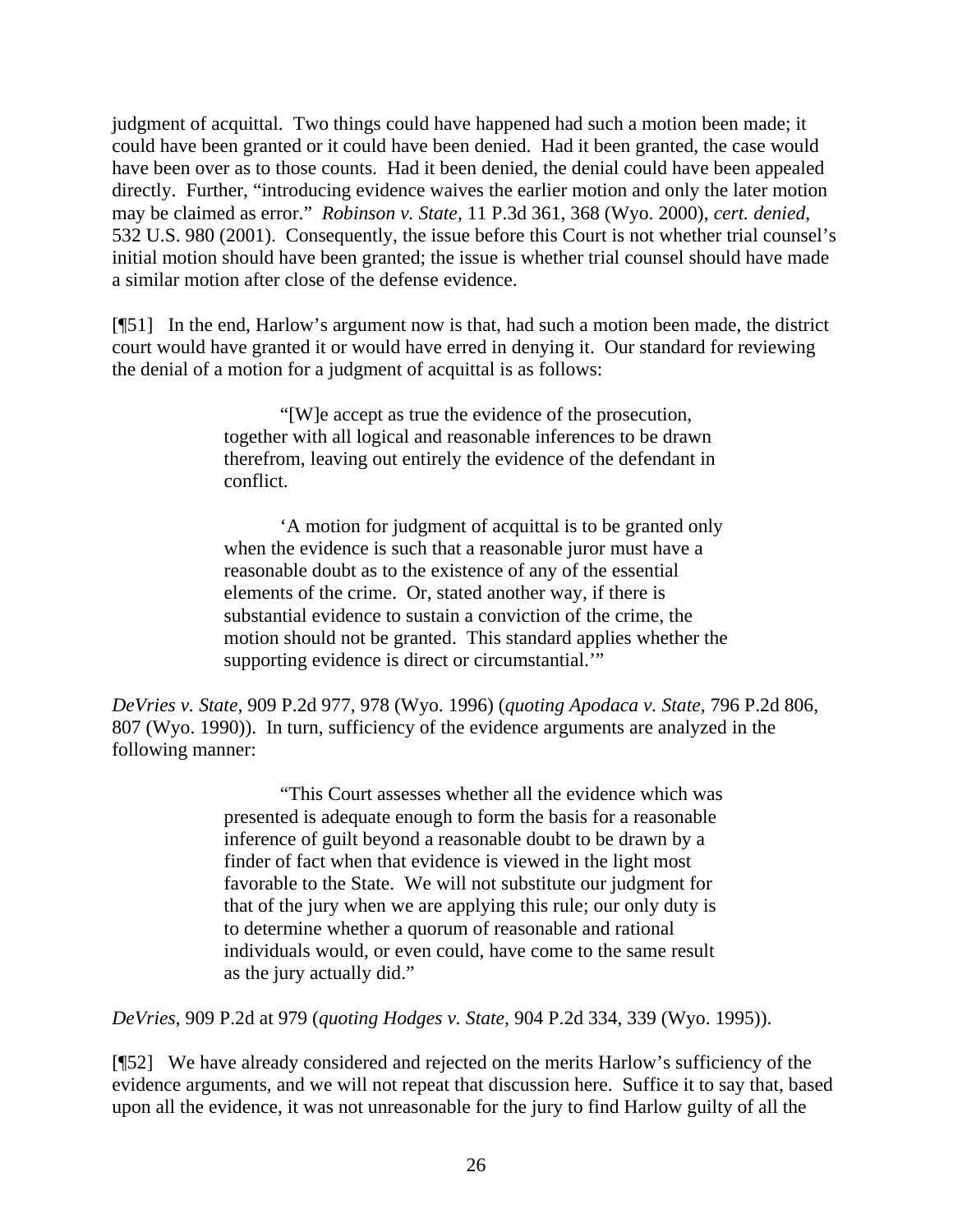judgment of acquittal. Two things could have happened had such a motion been made; it could have been granted or it could have been denied. Had it been granted, the case would have been over as to those counts. Had it been denied, the denial could have been appealed directly. Further, "introducing evidence waives the earlier motion and only the later motion may be claimed as error." *Robinson v. State*, 11 P.3d 361, 368 (Wyo. 2000), *cert. denied*, 532 U.S. 980 (2001). Consequently, the issue before this Court is not whether trial counsel's initial motion should have been granted; the issue is whether trial counsel should have made a similar motion after close of the defense evidence.

[¶51] In the end, Harlow's argument now is that, had such a motion been made, the district court would have granted it or would have erred in denying it. Our standard for reviewing the denial of a motion for a judgment of acquittal is as follows:

> "[W]e accept as true the evidence of the prosecution, together with all logical and reasonable inferences to be drawn therefrom, leaving out entirely the evidence of the defendant in conflict.
>
> 'A motion for judgment of acquittal is to be granted only when the evidence is such that a reasonable juror must have a reasonable doubt as to the existence of any of the essential elements of the crime. Or, stated another way, if there is substantial evidence to sustain a conviction of the crime, the motion should not be granted. This standard applies whether the supporting evidence is direct or circumstantial.'"

*DeVries v. State*, 909 P.2d 977, 978 (Wyo. 1996) (*quoting Apodaca v. State*, 796 P.2d 806, 807 (Wyo. 1990)). In turn, sufficiency of the evidence arguments are analyzed in the following manner:

> "This Court assesses whether all the evidence which was presented is adequate enough to form the basis for a reasonable inference of guilt beyond a reasonable doubt to be drawn by a finder of fact when that evidence is viewed in the light most favorable to the State. We will not substitute our judgment for that of the jury when we are applying this rule; our only duty is to determine whether a quorum of reasonable and rational individuals would, or even could, have come to the same result as the jury actually did."

*DeVries*, 909 P.2d at 979 (*quoting Hodges v. State*, 904 P.2d 334, 339 (Wyo. 1995)).

[¶52] We have already considered and rejected on the merits Harlow's sufficiency of the evidence arguments, and we will not repeat that discussion here. Suffice it to say that, based upon all the evidence, it was not unreasonable for the jury to find Harlow guilty of all the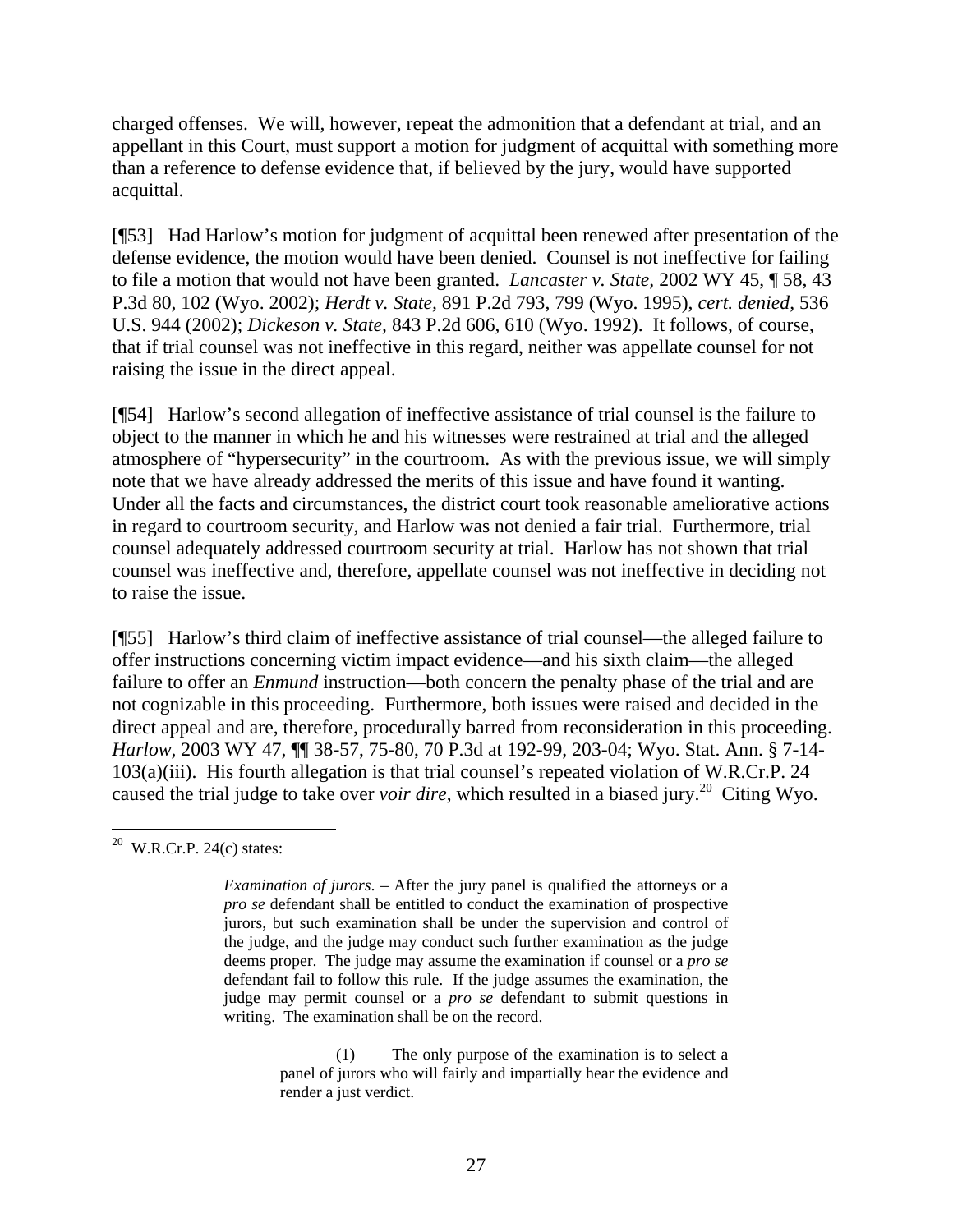charged offenses. We will, however, repeat the admonition that a defendant at trial, and an appellant in this Court, must support a motion for judgment of acquittal with something more than a reference to defense evidence that, if believed by the jury, would have supported acquittal.

[¶53] Had Harlow's motion for judgment of acquittal been renewed after presentation of the defense evidence, the motion would have been denied. Counsel is not ineffective for failing to file a motion that would not have been granted. *Lancaster v. State*, 2002 WY 45, ¶ 58, 43 P.3d 80, 102 (Wyo. 2002); *Herdt v. State*, 891 P.2d 793, 799 (Wyo. 1995), *cert. denied*, 536 U.S. 944 (2002); *Dickeson v. State*, 843 P.2d 606, 610 (Wyo. 1992). It follows, of course, that if trial counsel was not ineffective in this regard, neither was appellate counsel for not raising the issue in the direct appeal.

[¶54] Harlow's second allegation of ineffective assistance of trial counsel is the failure to object to the manner in which he and his witnesses were restrained at trial and the alleged atmosphere of "hypersecurity" in the courtroom. As with the previous issue, we will simply note that we have already addressed the merits of this issue and have found it wanting. Under all the facts and circumstances, the district court took reasonable ameliorative actions in regard to courtroom security, and Harlow was not denied a fair trial. Furthermore, trial counsel adequately addressed courtroom security at trial. Harlow has not shown that trial counsel was ineffective and, therefore, appellate counsel was not ineffective in deciding not to raise the issue.

[¶55] Harlow's third claim of ineffective assistance of trial counsel—the alleged failure to offer instructions concerning victim impact evidence—and his sixth claim—the alleged failure to offer an *Enmund* instruction—both concern the penalty phase of the trial and are not cognizable in this proceeding. Furthermore, both issues were raised and decided in the direct appeal and are, therefore, procedurally barred from reconsideration in this proceeding. *Harlow*, 2003 WY 47, ¶¶ 38-57, 75-80, 70 P.3d at 192-99, 203-04; Wyo. Stat. Ann. § 7-14-103(a)(iii). His fourth allegation is that trial counsel's repeated violation of W.R.Cr.P. 24 caused the trial judge to take over *voir dire*, which resulted in a biased jury.[20] Citing Wyo.

---

[20] W.R.Cr.P. 24(c) states:

> *Examination of jurors*. – After the jury panel is qualified the attorneys or a *pro se* defendant shall be entitled to conduct the examination of prospective jurors, but such examination shall be under the supervision and control of the judge, and the judge may conduct such further examination as the judge deems proper. The judge may assume the examination if counsel or a *pro se* defendant fail to follow this rule. If the judge assumes the examination, the judge may permit counsel or a *pro se* defendant to submit questions in writing. The examination shall be on the record.
>
> > (1) The only purpose of the examination is to select a panel of jurors who will fairly and impartially hear the evidence and render a just verdict.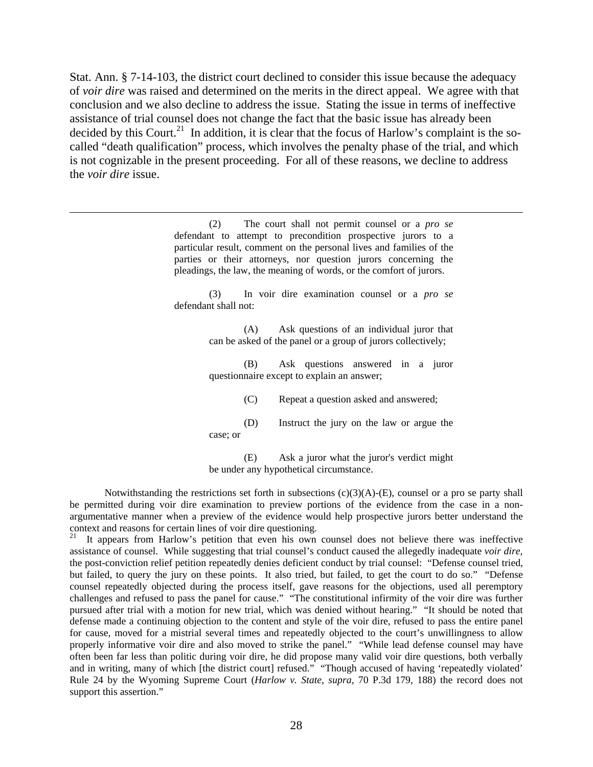Stat. Ann. § 7-14-103, the district court declined to consider this issue because the adequacy of *voir dire* was raised and determined on the merits in the direct appeal. We agree with that conclusion and we also decline to address the issue. Stating the issue in terms of ineffective assistance of trial counsel does not change the fact that the basic issue has already been decided by this Court.[21] In addition, it is clear that the focus of Harlow's complaint is the so-called "death qualification" process, which involves the penalty phase of the trial, and which is not cognizable in the present proceeding. For all of these reasons, we decline to address the *voir dire* issue.

---

> (2) The court shall not permit counsel or a *pro se* defendant to attempt to precondition prospective jurors to a particular result, comment on the personal lives and families of the parties or their attorneys, nor question jurors concerning the pleadings, the law, the meaning of words, or the comfort of jurors.
>
> (3) In voir dire examination counsel or a *pro se* defendant shall not:
>
> > (A) Ask questions of an individual juror that can be asked of the panel or a group of jurors collectively;
> >
> > (B) Ask questions answered in a juror questionnaire except to explain an answer;
> >
> > (C) Repeat a question asked and answered;
> >
> > (D) Instruct the jury on the law or argue the case; or
> >
> > (E) Ask a juror what the juror's verdict might be under any hypothetical circumstance.

Notwithstanding the restrictions set forth in subsections (c)(3)(A)-(E), counsel or a pro se party shall be permitted during voir dire examination to preview portions of the evidence from the case in a non-argumentative manner when a preview of the evidence would help prospective jurors better understand the context and reasons for certain lines of voir dire questioning.

[21] It appears from Harlow's petition that even his own counsel does not believe there was ineffective assistance of counsel. While suggesting that trial counsel's conduct caused the allegedly inadequate *voir dire,* the post-conviction relief petition repeatedly denies deficient conduct by trial counsel: "Defense counsel tried, but failed, to query the jury on these points. It also tried, but failed, to get the court to do so." "Defense counsel repeatedly objected during the process itself, gave reasons for the objections, used all peremptory challenges and refused to pass the panel for cause." "The constitutional infirmity of the voir dire was further pursued after trial with a motion for new trial, which was denied without hearing." "It should be noted that defense made a continuing objection to the content and style of the voir dire, refused to pass the entire panel for cause, moved for a mistrial several times and repeatedly objected to the court's unwillingness to allow properly informative voir dire and also moved to strike the panel." "While lead defense counsel may have often been far less than politic during voir dire, he did propose many valid voir dire questions, both verbally and in writing, many of which [the district court] refused." "Though accused of having 'repeatedly violated' Rule 24 by the Wyoming Supreme Court (*Harlow v. State, supra,* 70 P.3d 179, 188) the record does not support this assertion."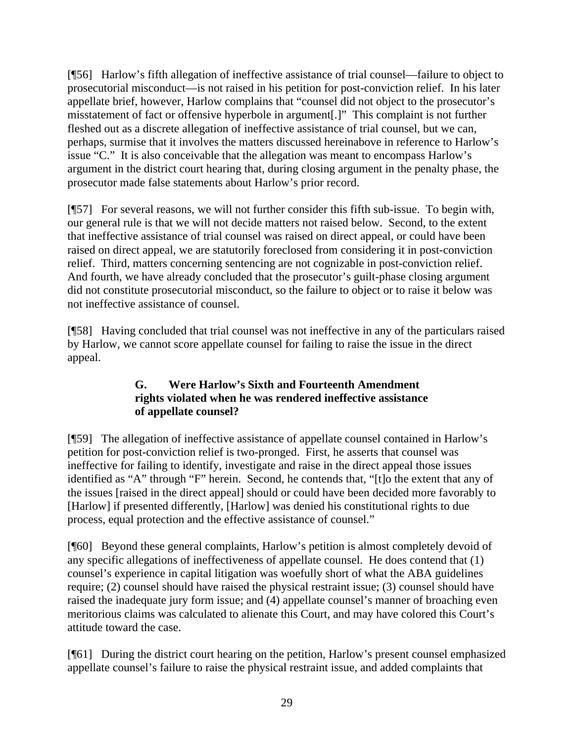[¶56] Harlow's fifth allegation of ineffective assistance of trial counsel—failure to object to prosecutorial misconduct—is not raised in his petition for post-conviction relief. In his later appellate brief, however, Harlow complains that "counsel did not object to the prosecutor's misstatement of fact or offensive hyperbole in argument[.]" This complaint is not further fleshed out as a discrete allegation of ineffective assistance of trial counsel, but we can, perhaps, surmise that it involves the matters discussed hereinabove in reference to Harlow's issue "C." It is also conceivable that the allegation was meant to encompass Harlow's argument in the district court hearing that, during closing argument in the penalty phase, the prosecutor made false statements about Harlow's prior record.

[¶57] For several reasons, we will not further consider this fifth sub-issue. To begin with, our general rule is that we will not decide matters not raised below. Second, to the extent that ineffective assistance of trial counsel was raised on direct appeal, or could have been raised on direct appeal, we are statutorily foreclosed from considering it in post-conviction relief. Third, matters concerning sentencing are not cognizable in post-conviction relief. And fourth, we have already concluded that the prosecutor's guilt-phase closing argument did not constitute prosecutorial misconduct, so the failure to object or to raise it below was not ineffective assistance of counsel.

[¶58] Having concluded that trial counsel was not ineffective in any of the particulars raised by Harlow, we cannot score appellate counsel for failing to raise the issue in the direct appeal.

### G. Were Harlow's Sixth and Fourteenth Amendment rights violated when he was rendered ineffective assistance of appellate counsel?

[¶59] The allegation of ineffective assistance of appellate counsel contained in Harlow's petition for post-conviction relief is two-pronged. First, he asserts that counsel was ineffective for failing to identify, investigate and raise in the direct appeal those issues identified as "A" through "F" herein. Second, he contends that, "[t]o the extent that any of the issues [raised in the direct appeal] should or could have been decided more favorably to [Harlow] if presented differently, [Harlow] was denied his constitutional rights to due process, equal protection and the effective assistance of counsel."

[¶60] Beyond these general complaints, Harlow's petition is almost completely devoid of any specific allegations of ineffectiveness of appellate counsel. He does contend that (1) counsel's experience in capital litigation was woefully short of what the ABA guidelines require; (2) counsel should have raised the physical restraint issue; (3) counsel should have raised the inadequate jury form issue; and (4) appellate counsel's manner of broaching even meritorious claims was calculated to alienate this Court, and may have colored this Court's attitude toward the case.

[¶61] During the district court hearing on the petition, Harlow's present counsel emphasized appellate counsel's failure to raise the physical restraint issue, and added complaints that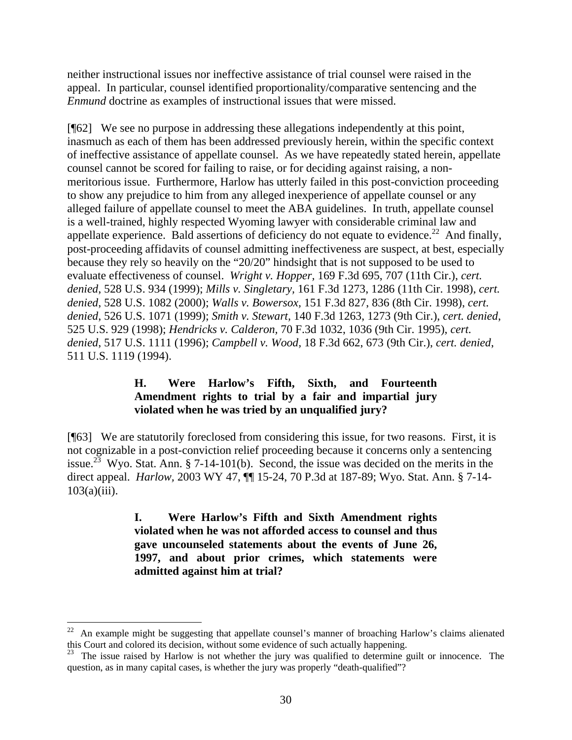neither instructional issues nor ineffective assistance of trial counsel were raised in the appeal. In particular, counsel identified proportionality/comparative sentencing and the *Enmund* doctrine as examples of instructional issues that were missed.

[¶62] We see no purpose in addressing these allegations independently at this point, inasmuch as each of them has been addressed previously herein, within the specific context of ineffective assistance of appellate counsel. As we have repeatedly stated herein, appellate counsel cannot be scored for failing to raise, or for deciding against raising, a non-meritorious issue. Furthermore, Harlow has utterly failed in this post-conviction proceeding to show any prejudice to him from any alleged inexperience of appellate counsel or any alleged failure of appellate counsel to meet the ABA guidelines. In truth, appellate counsel is a well-trained, highly respected Wyoming lawyer with considerable criminal law and appellate experience. Bald assertions of deficiency do not equate to evidence.[22] And finally, post-proceeding affidavits of counsel admitting ineffectiveness are suspect, at best, especially because they rely so heavily on the "20/20" hindsight that is not supposed to be used to evaluate effectiveness of counsel. *Wright v. Hopper,* 169 F.3d 695, 707 (11th Cir.), *cert. denied*, 528 U.S. 934 (1999); *Mills v. Singletary,* 161 F.3d 1273, 1286 (11th Cir. 1998), *cert. denied*, 528 U.S. 1082 (2000); *Walls v. Bowersox,* 151 F.3d 827, 836 (8th Cir. 1998), *cert. denied*, 526 U.S. 1071 (1999); *Smith v. Stewart*, 140 F.3d 1263, 1273 (9th Cir.), *cert. denied*, 525 U.S. 929 (1998); *Hendricks v. Calderon,* 70 F.3d 1032, 1036 (9th Cir. 1995), *cert. denied*, 517 U.S. 1111 (1996); *Campbell v. Wood,* 18 F.3d 662, 673 (9th Cir.), *cert. denied*, 511 U.S. 1119 (1994).

**H. Were Harlow's Fifth, Sixth, and Fourteenth Amendment rights to trial by a fair and impartial jury violated when he was tried by an unqualified jury?**

[¶63] We are statutorily foreclosed from considering this issue, for two reasons. First, it is not cognizable in a post-conviction relief proceeding because it concerns only a sentencing issue.[23] Wyo. Stat. Ann. § 7-14-101(b). Second, the issue was decided on the merits in the direct appeal. *Harlow,* 2003 WY 47, ¶¶ 15-24, 70 P.3d at 187-89; Wyo. Stat. Ann. § 7-14-103(a)(iii).

**I. Were Harlow's Fifth and Sixth Amendment rights violated when he was not afforded access to counsel and thus gave uncounseled statements about the events of June 26, 1997, and about prior crimes, which statements were admitted against him at trial?**

---

[22] An example might be suggesting that appellate counsel's manner of broaching Harlow's claims alienated this Court and colored its decision, without some evidence of such actually happening.

[23] The issue raised by Harlow is not whether the jury was qualified to determine guilt or innocence. The question, as in many capital cases, is whether the jury was properly "death-qualified"?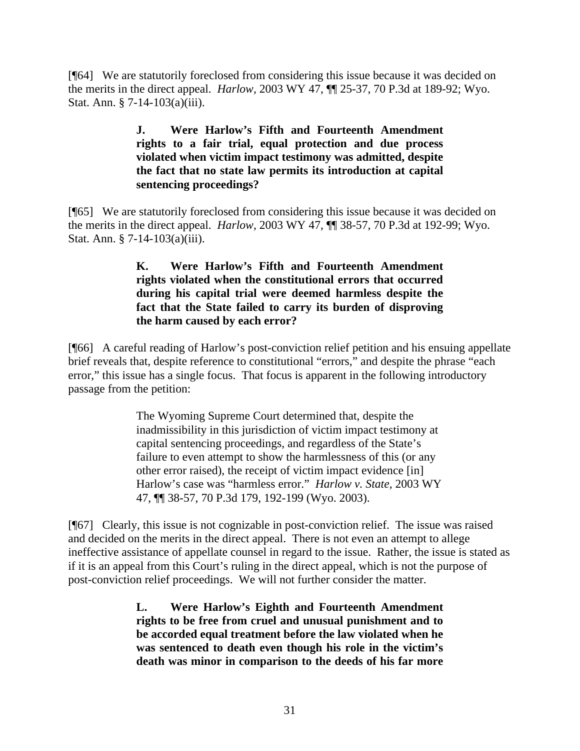[¶64] We are statutorily foreclosed from considering this issue because it was decided on the merits in the direct appeal. *Harlow*, 2003 WY 47, ¶¶ 25-37, 70 P.3d at 189-92; Wyo. Stat. Ann. § 7-14-103(a)(iii).

> **J. Were Harlow's Fifth and Fourteenth Amendment rights to a fair trial, equal protection and due process violated when victim impact testimony was admitted, despite the fact that no state law permits its introduction at capital sentencing proceedings?**

[¶65] We are statutorily foreclosed from considering this issue because it was decided on the merits in the direct appeal. *Harlow*, 2003 WY 47, ¶¶ 38-57, 70 P.3d at 192-99; Wyo. Stat. Ann. § 7-14-103(a)(iii).

> **K. Were Harlow's Fifth and Fourteenth Amendment rights violated when the constitutional errors that occurred during his capital trial were deemed harmless despite the fact that the State failed to carry its burden of disproving the harm caused by each error?**

[¶66] A careful reading of Harlow's post-conviction relief petition and his ensuing appellate brief reveals that, despite reference to constitutional "errors," and despite the phrase "each error," this issue has a single focus. That focus is apparent in the following introductory passage from the petition:

> The Wyoming Supreme Court determined that, despite the inadmissibility in this jurisdiction of victim impact testimony at capital sentencing proceedings, and regardless of the State's failure to even attempt to show the harmlessness of this (or any other error raised), the receipt of victim impact evidence [in] Harlow's case was "harmless error." *Harlow v. State,* 2003 WY 47, ¶¶ 38-57, 70 P.3d 179, 192-199 (Wyo. 2003).

[¶67] Clearly, this issue is not cognizable in post-conviction relief. The issue was raised and decided on the merits in the direct appeal. There is not even an attempt to allege ineffective assistance of appellate counsel in regard to the issue. Rather, the issue is stated as if it is an appeal from this Court's ruling in the direct appeal, which is not the purpose of post-conviction relief proceedings. We will not further consider the matter.

> **L. Were Harlow's Eighth and Fourteenth Amendment rights to be free from cruel and unusual punishment and to be accorded equal treatment before the law violated when he was sentenced to death even though his role in the victim's death was minor in comparison to the deeds of his far more**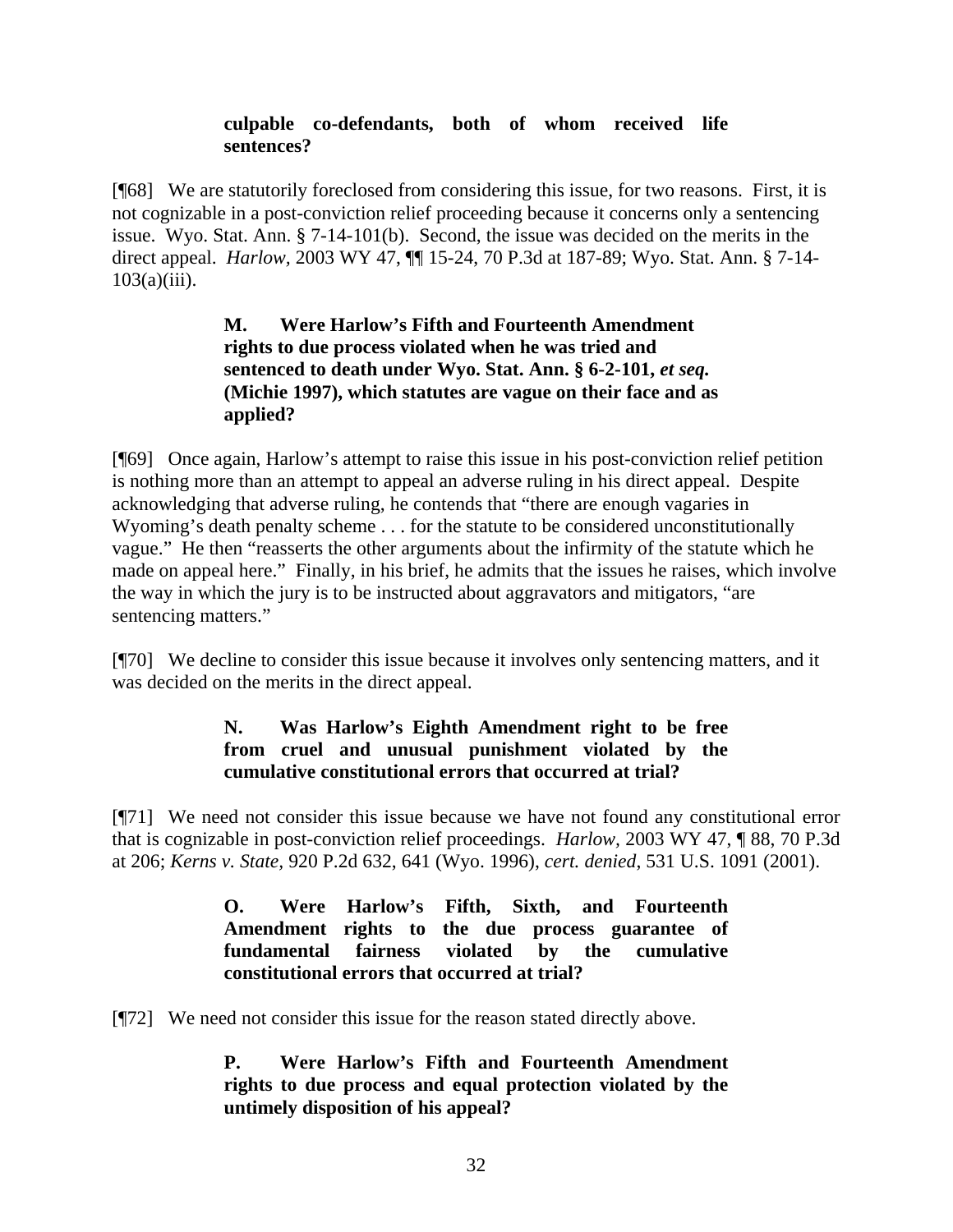**culpable co-defendants, both of whom received life sentences?**

[¶68] We are statutorily foreclosed from considering this issue, for two reasons. First, it is not cognizable in a post-conviction relief proceeding because it concerns only a sentencing issue. Wyo. Stat. Ann. § 7-14-101(b). Second, the issue was decided on the merits in the direct appeal. *Harlow*, 2003 WY 47, ¶¶ 15-24, 70 P.3d at 187-89; Wyo. Stat. Ann. § 7-14-103(a)(iii).

**M. Were Harlow's Fifth and Fourteenth Amendment rights to due process violated when he was tried and sentenced to death under Wyo. Stat. Ann. § 6-2-101, *et seq.* (Michie 1997), which statutes are vague on their face and as applied?**

[¶69] Once again, Harlow's attempt to raise this issue in his post-conviction relief petition is nothing more than an attempt to appeal an adverse ruling in his direct appeal. Despite acknowledging that adverse ruling, he contends that "there are enough vagaries in Wyoming's death penalty scheme . . . for the statute to be considered unconstitutionally vague." He then "reasserts the other arguments about the infirmity of the statute which he made on appeal here." Finally, in his brief, he admits that the issues he raises, which involve the way in which the jury is to be instructed about aggravators and mitigators, "are sentencing matters."

[¶70] We decline to consider this issue because it involves only sentencing matters, and it was decided on the merits in the direct appeal.

**N. Was Harlow's Eighth Amendment right to be free from cruel and unusual punishment violated by the cumulative constitutional errors that occurred at trial?**

[¶71] We need not consider this issue because we have not found any constitutional error that is cognizable in post-conviction relief proceedings. *Harlow,* 2003 WY 47, ¶ 88, 70 P.3d at 206; *Kerns v. State,* 920 P.2d 632, 641 (Wyo. 1996), *cert. denied*, 531 U.S. 1091 (2001).

**O. Were Harlow's Fifth, Sixth, and Fourteenth Amendment rights to the due process guarantee of fundamental fairness violated by the cumulative constitutional errors that occurred at trial?**

[¶72] We need not consider this issue for the reason stated directly above.

**P. Were Harlow's Fifth and Fourteenth Amendment rights to due process and equal protection violated by the untimely disposition of his appeal?**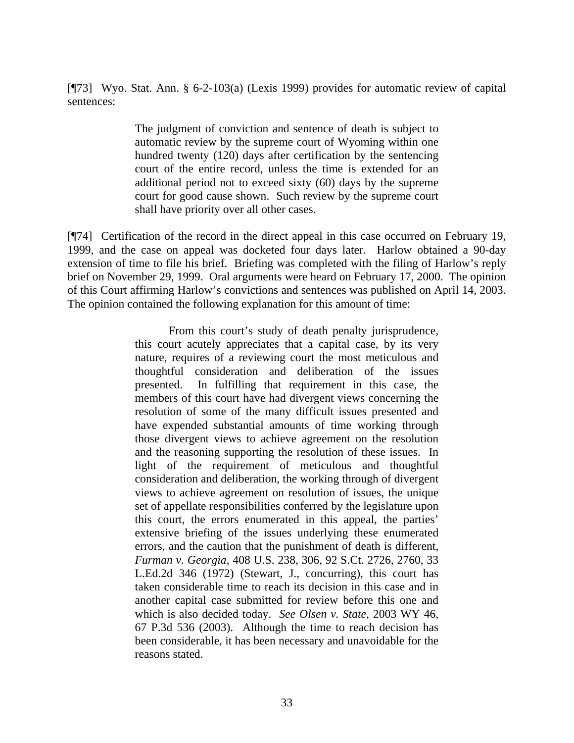[¶73] Wyo. Stat. Ann. § 6-2-103(a) (Lexis 1999) provides for automatic review of capital sentences:

> The judgment of conviction and sentence of death is subject to automatic review by the supreme court of Wyoming within one hundred twenty (120) days after certification by the sentencing court of the entire record, unless the time is extended for an additional period not to exceed sixty (60) days by the supreme court for good cause shown. Such review by the supreme court shall have priority over all other cases.

[¶74] Certification of the record in the direct appeal in this case occurred on February 19, 1999, and the case on appeal was docketed four days later. Harlow obtained a 90-day extension of time to file his brief. Briefing was completed with the filing of Harlow's reply brief on November 29, 1999. Oral arguments were heard on February 17, 2000. The opinion of this Court affirming Harlow's convictions and sentences was published on April 14, 2003. The opinion contained the following explanation for this amount of time:

> From this court's study of death penalty jurisprudence, this court acutely appreciates that a capital case, by its very nature, requires of a reviewing court the most meticulous and thoughtful consideration and deliberation of the issues presented. In fulfilling that requirement in this case, the members of this court have had divergent views concerning the resolution of some of the many difficult issues presented and have expended substantial amounts of time working through those divergent views to achieve agreement on the resolution and the reasoning supporting the resolution of these issues. In light of the requirement of meticulous and thoughtful consideration and deliberation, the working through of divergent views to achieve agreement on resolution of issues, the unique set of appellate responsibilities conferred by the legislature upon this court, the errors enumerated in this appeal, the parties' extensive briefing of the issues underlying these enumerated errors, and the caution that the punishment of death is different, *Furman v. Georgia*, 408 U.S. 238, 306, 92 S.Ct. 2726, 2760, 33 L.Ed.2d 346 (1972) (Stewart, J., concurring), this court has taken considerable time to reach its decision in this case and in another capital case submitted for review before this one and which is also decided today. *See Olsen v. State*, 2003 WY 46, 67 P.3d 536 (2003). Although the time to reach decision has been considerable, it has been necessary and unavoidable for the reasons stated.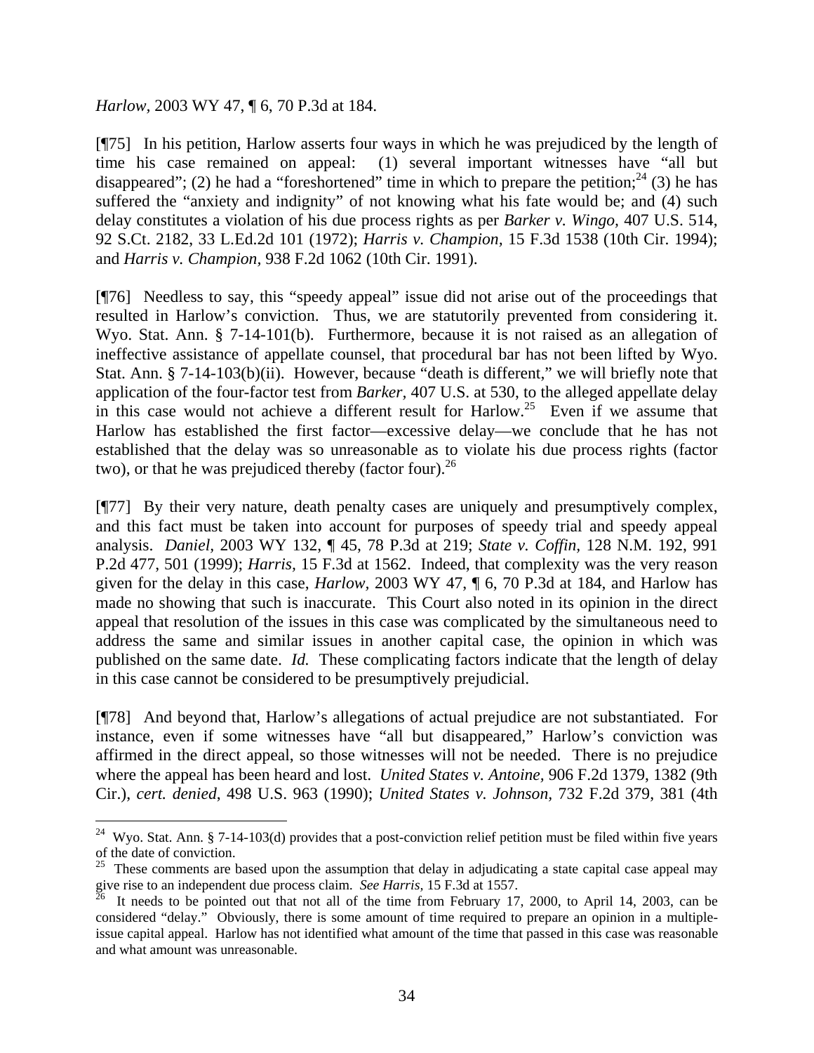*Harlow*, 2003 WY 47, ¶ 6, 70 P.3d at 184.

[¶75] In his petition, Harlow asserts four ways in which he was prejudiced by the length of time his case remained on appeal: (1) several important witnesses have "all but disappeared"; (2) he had a "foreshortened" time in which to prepare the petition;[24] (3) he has suffered the "anxiety and indignity" of not knowing what his fate would be; and (4) such delay constitutes a violation of his due process rights as per *Barker v. Wingo*, 407 U.S. 514, 92 S.Ct. 2182, 33 L.Ed.2d 101 (1972); *Harris v. Champion*, 15 F.3d 1538 (10th Cir. 1994); and *Harris v. Champion*, 938 F.2d 1062 (10th Cir. 1991).

[¶76] Needless to say, this "speedy appeal" issue did not arise out of the proceedings that resulted in Harlow's conviction. Thus, we are statutorily prevented from considering it. Wyo. Stat. Ann. § 7-14-101(b). Furthermore, because it is not raised as an allegation of ineffective assistance of appellate counsel, that procedural bar has not been lifted by Wyo. Stat. Ann. § 7-14-103(b)(ii). However, because "death is different," we will briefly note that application of the four-factor test from *Barker*, 407 U.S. at 530, to the alleged appellate delay in this case would not achieve a different result for Harlow.[25] Even if we assume that Harlow has established the first factor—excessive delay—we conclude that he has not established that the delay was so unreasonable as to violate his due process rights (factor two), or that he was prejudiced thereby (factor four).[26]

[¶77] By their very nature, death penalty cases are uniquely and presumptively complex, and this fact must be taken into account for purposes of speedy trial and speedy appeal analysis. *Daniel*, 2003 WY 132, ¶ 45, 78 P.3d at 219; *State v. Coffin*, 128 N.M. 192, 991 P.2d 477, 501 (1999); *Harris*, 15 F.3d at 1562. Indeed, that complexity was the very reason given for the delay in this case, *Harlow*, 2003 WY 47, ¶ 6, 70 P.3d at 184, and Harlow has made no showing that such is inaccurate. This Court also noted in its opinion in the direct appeal that resolution of the issues in this case was complicated by the simultaneous need to address the same and similar issues in another capital case, the opinion in which was published on the same date. *Id.* These complicating factors indicate that the length of delay in this case cannot be considered to be presumptively prejudicial.

[¶78] And beyond that, Harlow's allegations of actual prejudice are not substantiated. For instance, even if some witnesses have "all but disappeared," Harlow's conviction was affirmed in the direct appeal, so those witnesses will not be needed. There is no prejudice where the appeal has been heard and lost. *United States v. Antoine*, 906 F.2d 1379, 1382 (9th Cir.), *cert. denied*, 498 U.S. 963 (1990); *United States v. Johnson*, 732 F.2d 379, 381 (4th

---

[24] Wyo. Stat. Ann. § 7-14-103(d) provides that a post-conviction relief petition must be filed within five years of the date of conviction.

[25] These comments are based upon the assumption that delay in adjudicating a state capital case appeal may give rise to an independent due process claim. *See Harris*, 15 F.3d at 1557.

[26] It needs to be pointed out that not all of the time from February 17, 2000, to April 14, 2003, can be considered "delay." Obviously, there is some amount of time required to prepare an opinion in a multiple-issue capital appeal. Harlow has not identified what amount of the time that passed in this case was reasonable and what amount was unreasonable.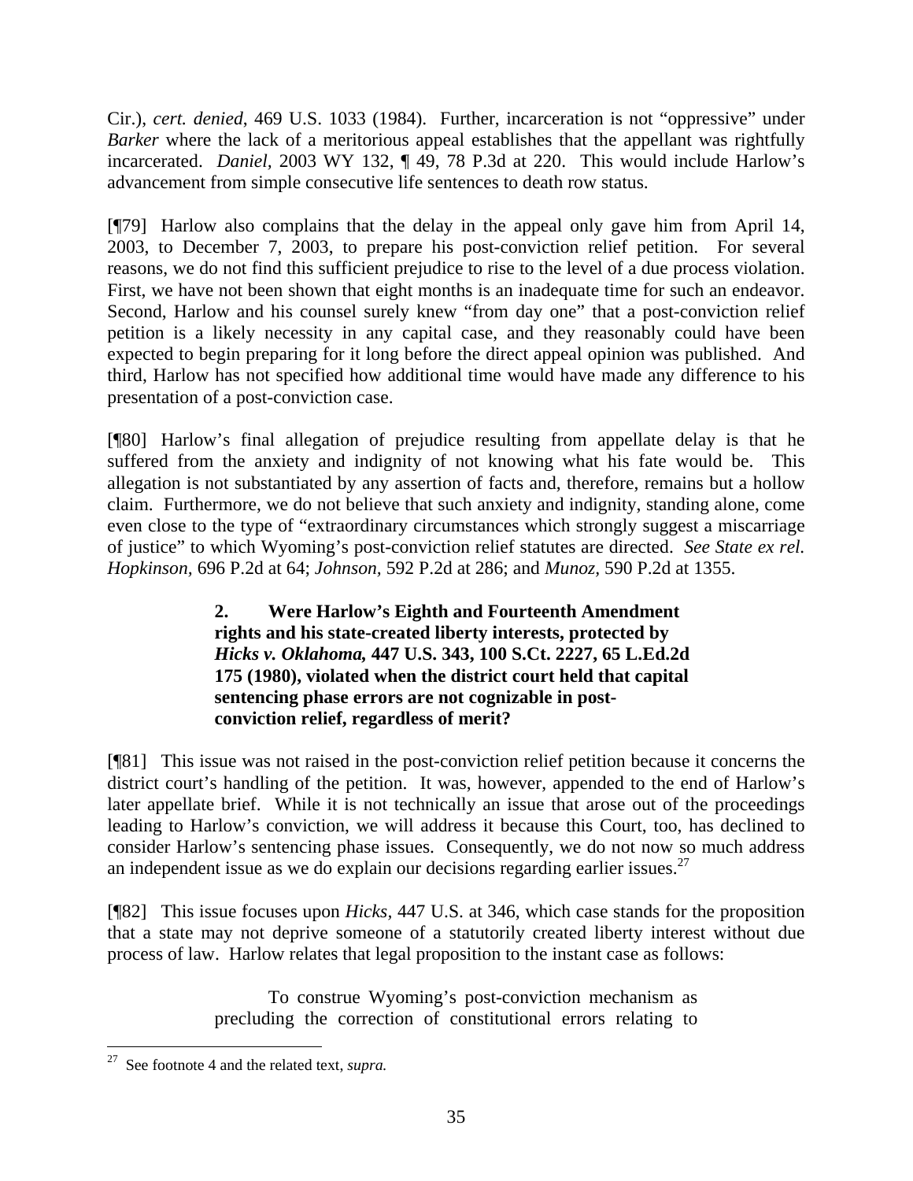Cir.), *cert. denied*, 469 U.S. 1033 (1984). Further, incarceration is not "oppressive" under *Barker* where the lack of a meritorious appeal establishes that the appellant was rightfully incarcerated. *Daniel,* 2003 WY 132, ¶ 49, 78 P.3d at 220. This would include Harlow's advancement from simple consecutive life sentences to death row status.

[¶79] Harlow also complains that the delay in the appeal only gave him from April 14, 2003, to December 7, 2003, to prepare his post-conviction relief petition. For several reasons, we do not find this sufficient prejudice to rise to the level of a due process violation. First, we have not been shown that eight months is an inadequate time for such an endeavor. Second, Harlow and his counsel surely knew "from day one" that a post-conviction relief petition is a likely necessity in any capital case, and they reasonably could have been expected to begin preparing for it long before the direct appeal opinion was published. And third, Harlow has not specified how additional time would have made any difference to his presentation of a post-conviction case.

[¶80] Harlow's final allegation of prejudice resulting from appellate delay is that he suffered from the anxiety and indignity of not knowing what his fate would be. This allegation is not substantiated by any assertion of facts and, therefore, remains but a hollow claim. Furthermore, we do not believe that such anxiety and indignity, standing alone, come even close to the type of "extraordinary circumstances which strongly suggest a miscarriage of justice" to which Wyoming's post-conviction relief statutes are directed. *See State ex rel. Hopkinson,* 696 P.2d at 64; *Johnson,* 592 P.2d at 286; and *Munoz,* 590 P.2d at 1355.

**2. Were Harlow's Eighth and Fourteenth Amendment rights and his state-created liberty interests, protected by *Hicks v. Oklahoma,* 447 U.S. 343, 100 S.Ct. 2227, 65 L.Ed.2d 175 (1980), violated when the district court held that capital sentencing phase errors are not cognizable in post-conviction relief, regardless of merit?**

[¶81] This issue was not raised in the post-conviction relief petition because it concerns the district court's handling of the petition. It was, however, appended to the end of Harlow's later appellate brief. While it is not technically an issue that arose out of the proceedings leading to Harlow's conviction, we will address it because this Court, too, has declined to consider Harlow's sentencing phase issues. Consequently, we do not now so much address an independent issue as we do explain our decisions regarding earlier issues.[27]

[¶82] This issue focuses upon *Hicks,* 447 U.S. at 346, which case stands for the proposition that a state may not deprive someone of a statutorily created liberty interest without due process of law. Harlow relates that legal proposition to the instant case as follows:

> To construe Wyoming's post-conviction mechanism as precluding the correction of constitutional errors relating to

[27] See footnote 4 and the related text, *supra.*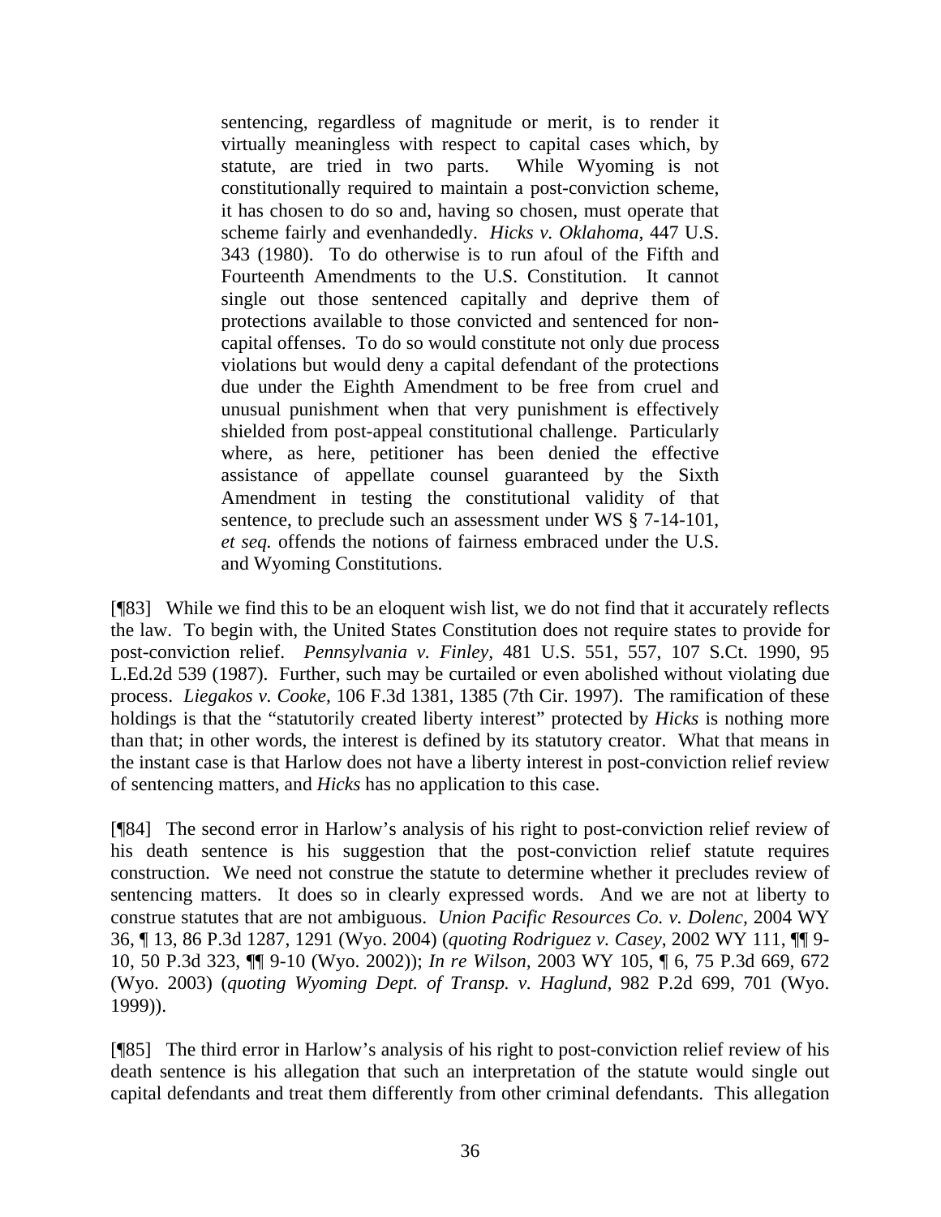> sentencing, regardless of magnitude or merit, is to render it virtually meaningless with respect to capital cases which, by statute, are tried in two parts. While Wyoming is not constitutionally required to maintain a post-conviction scheme, it has chosen to do so and, having so chosen, must operate that scheme fairly and evenhandedly. *Hicks v. Oklahoma,* 447 U.S. 343 (1980). To do otherwise is to run afoul of the Fifth and Fourteenth Amendments to the U.S. Constitution. It cannot single out those sentenced capitally and deprive them of protections available to those convicted and sentenced for non-capital offenses. To do so would constitute not only due process violations but would deny a capital defendant of the protections due under the Eighth Amendment to be free from cruel and unusual punishment when that very punishment is effectively shielded from post-appeal constitutional challenge. Particularly where, as here, petitioner has been denied the effective assistance of appellate counsel guaranteed by the Sixth Amendment in testing the constitutional validity of that sentence, to preclude such an assessment under WS § 7-14-101, *et seq.* offends the notions of fairness embraced under the U.S. and Wyoming Constitutions.

[¶83] While we find this to be an eloquent wish list, we do not find that it accurately reflects the law. To begin with, the United States Constitution does not require states to provide for post-conviction relief. *Pennsylvania v. Finley,* 481 U.S. 551, 557, 107 S.Ct. 1990, 95 L.Ed.2d 539 (1987). Further, such may be curtailed or even abolished without violating due process. *Liegakos v. Cooke,* 106 F.3d 1381, 1385 (7th Cir. 1997). The ramification of these holdings is that the "statutorily created liberty interest" protected by *Hicks* is nothing more than that; in other words, the interest is defined by its statutory creator. What that means in the instant case is that Harlow does not have a liberty interest in post-conviction relief review of sentencing matters, and *Hicks* has no application to this case.

[¶84] The second error in Harlow's analysis of his right to post-conviction relief review of his death sentence is his suggestion that the post-conviction relief statute requires construction. We need not construe the statute to determine whether it precludes review of sentencing matters. It does so in clearly expressed words. And we are not at liberty to construe statutes that are not ambiguous. *Union Pacific Resources Co. v. Dolenc,* 2004 WY 36, ¶ 13, 86 P.3d 1287, 1291 (Wyo. 2004) (*quoting Rodriguez v. Casey*, 2002 WY 111, ¶¶ 9-10, 50 P.3d 323, ¶¶ 9-10 (Wyo. 2002)); *In re Wilson,* 2003 WY 105, ¶ 6, 75 P.3d 669, 672 (Wyo. 2003) (*quoting Wyoming Dept. of Transp. v. Haglund*, 982 P.2d 699, 701 (Wyo. 1999)).

[¶85] The third error in Harlow's analysis of his right to post-conviction relief review of his death sentence is his allegation that such an interpretation of the statute would single out capital defendants and treat them differently from other criminal defendants. This allegation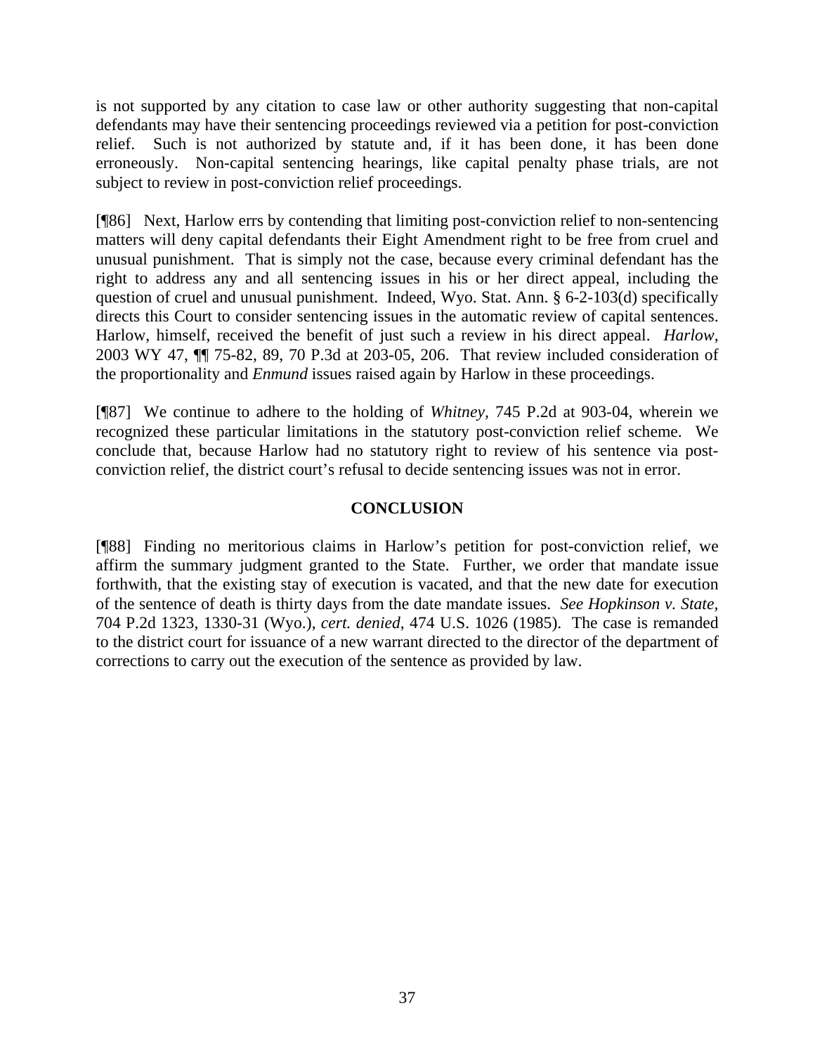is not supported by any citation to case law or other authority suggesting that non-capital defendants may have their sentencing proceedings reviewed via a petition for post-conviction relief. Such is not authorized by statute and, if it has been done, it has been done erroneously. Non-capital sentencing hearings, like capital penalty phase trials, are not subject to review in post-conviction relief proceedings.

[¶86] Next, Harlow errs by contending that limiting post-conviction relief to non-sentencing matters will deny capital defendants their Eighth Amendment right to be free from cruel and unusual punishment. That is simply not the case, because every criminal defendant has the right to address any and all sentencing issues in his or her direct appeal, including the question of cruel and unusual punishment. Indeed, Wyo. Stat. Ann. § 6-2-103(d) specifically directs this Court to consider sentencing issues in the automatic review of capital sentences. Harlow, himself, received the benefit of just such a review in his direct appeal. *Harlow*, 2003 WY 47, ¶¶ 75-82, 89, 70 P.3d at 203-05, 206. That review included consideration of the proportionality and *Enmund* issues raised again by Harlow in these proceedings.

[¶87] We continue to adhere to the holding of *Whitney,* 745 P.2d at 903-04, wherein we recognized these particular limitations in the statutory post-conviction relief scheme. We conclude that, because Harlow had no statutory right to review of his sentence via post-conviction relief, the district court's refusal to decide sentencing issues was not in error.

## CONCLUSION

[¶88] Finding no meritorious claims in Harlow's petition for post-conviction relief, we affirm the summary judgment granted to the State. Further, we order that mandate issue forthwith, that the existing stay of execution is vacated, and that the new date for execution of the sentence of death is thirty days from the date mandate issues. *See Hopkinson v. State,* 704 P.2d 1323, 1330-31 (Wyo.), *cert. denied*, 474 U.S. 1026 (1985). The case is remanded to the district court for issuance of a new warrant directed to the director of the department of corrections to carry out the execution of the sentence as provided by law.